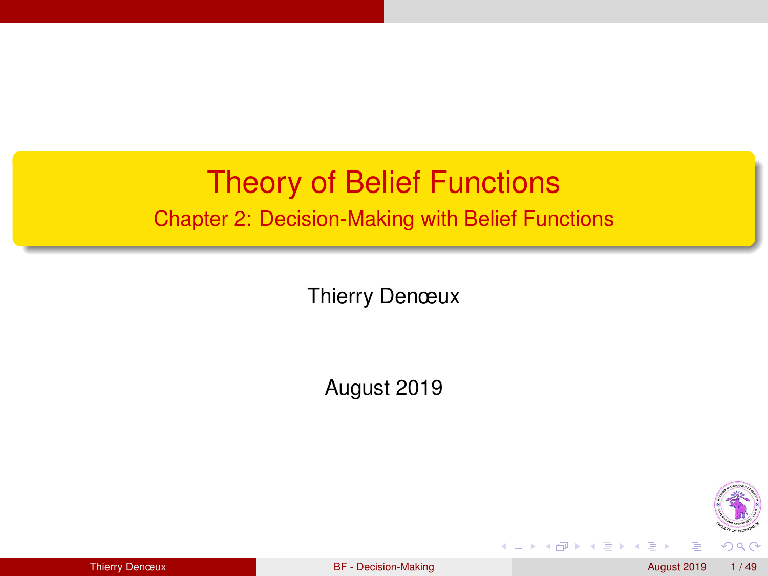# Theory of Belief Functions

## Chapter 2: Decision-Making with Belief Functions

Thierry Denœux

August 2019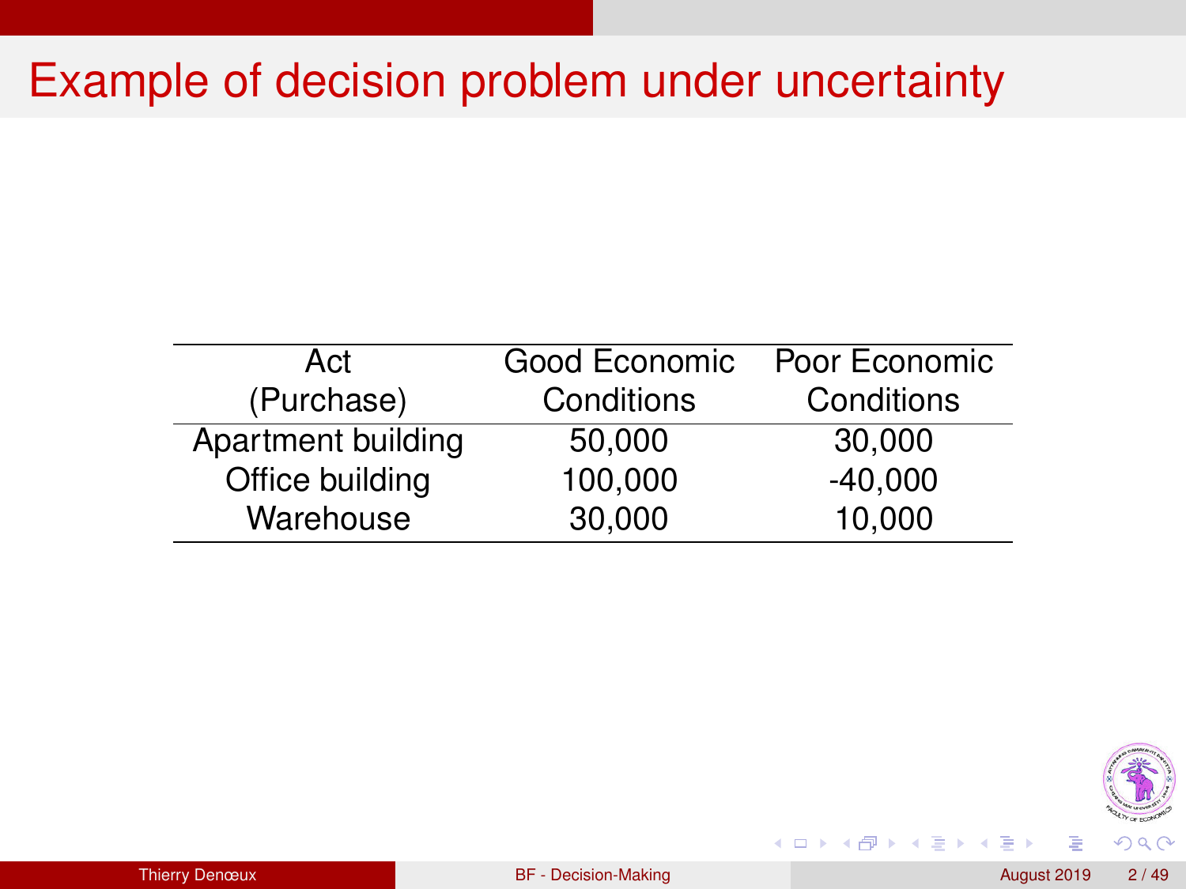# Example of decision problem under uncertainty

| Act (Purchase) | Good Economic Conditions | Poor Economic Conditions |
|---|---|---|
| Apartment building | 50,000 | 30,000 |
| Office building | 100,000 | -40,000 |
| Warehouse | 30,000 | 10,000 |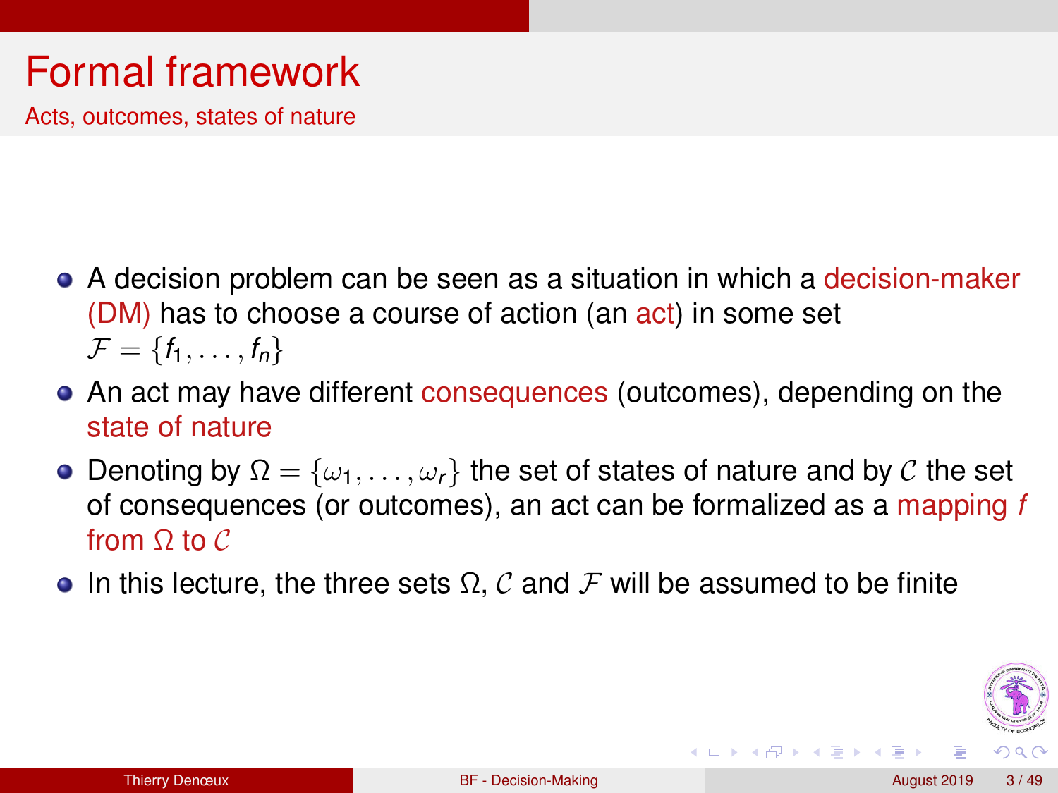# Formal framework

## Acts, outcomes, states of nature

- A decision problem can be seen as a situation in which a decision-maker (DM) has to choose a course of action (an act) in some set $\mathcal{F} = \{f_1, \ldots, f_n\}$
- An act may have different consequences (outcomes), depending on the state of nature
- Denoting by $\Omega = \{\omega_1, \ldots, \omega_r\}$ the set of states of nature and by $\mathcal{C}$ the set of consequences (or outcomes), an act can be formalized as a mapping $f$ from $\Omega$ to $\mathcal{C}$
- In this lecture, the three sets $\Omega$, $\mathcal{C}$ and $\mathcal{F}$ will be assumed to be finite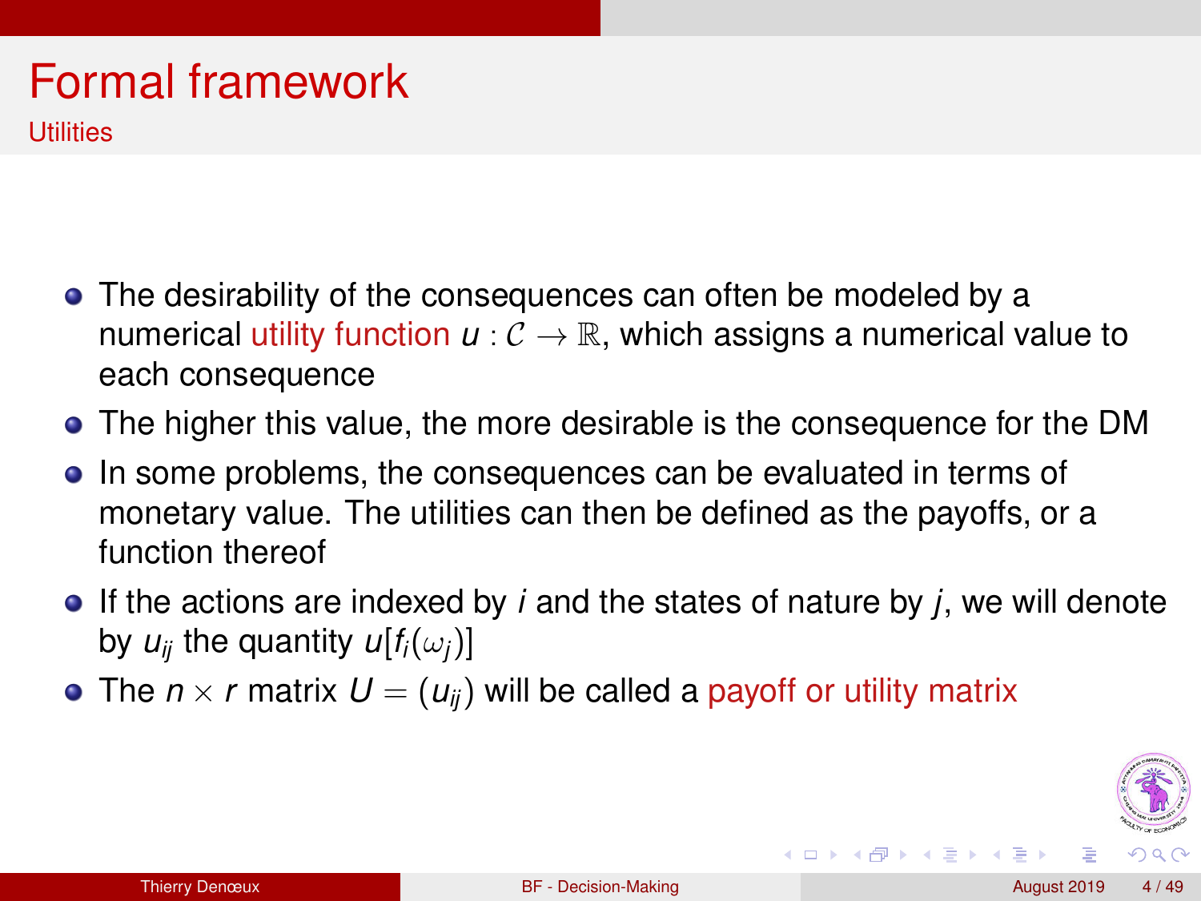# Formal framework

## Utilities

- The desirability of the consequences can often be modeled by a numerical utility function $u : \mathcal{C} \to \mathbb{R}$, which assigns a numerical value to each consequence
- The higher this value, the more desirable is the consequence for the DM
- In some problems, the consequences can be evaluated in terms of monetary value. The utilities can then be defined as the payoffs, or a function thereof
- If the actions are indexed by $i$ and the states of nature by $j$, we will denote by $u_{ij}$ the quantity $u[f_i(\omega_j)]$
- The $n \times r$ matrix $U = (u_{ij})$ will be called a payoff or utility matrix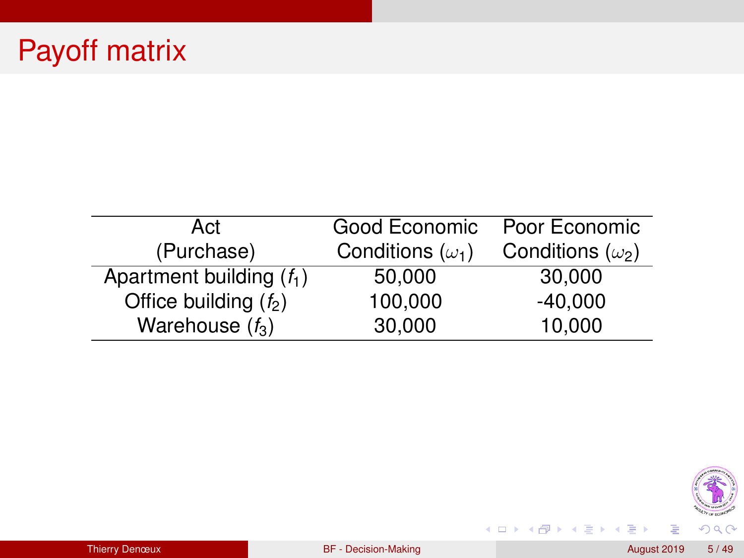# Payoff matrix

| Act (Purchase) | Good Economic Conditions ($\omega_1$) | Poor Economic Conditions ($\omega_2$) |
|---|---|---|
| Apartment building ($f_1$) | 50,000 | 30,000 |
| Office building ($f_2$) | 100,000 | -40,000 |
| Warehouse ($f_3$) | 30,000 | 10,000 |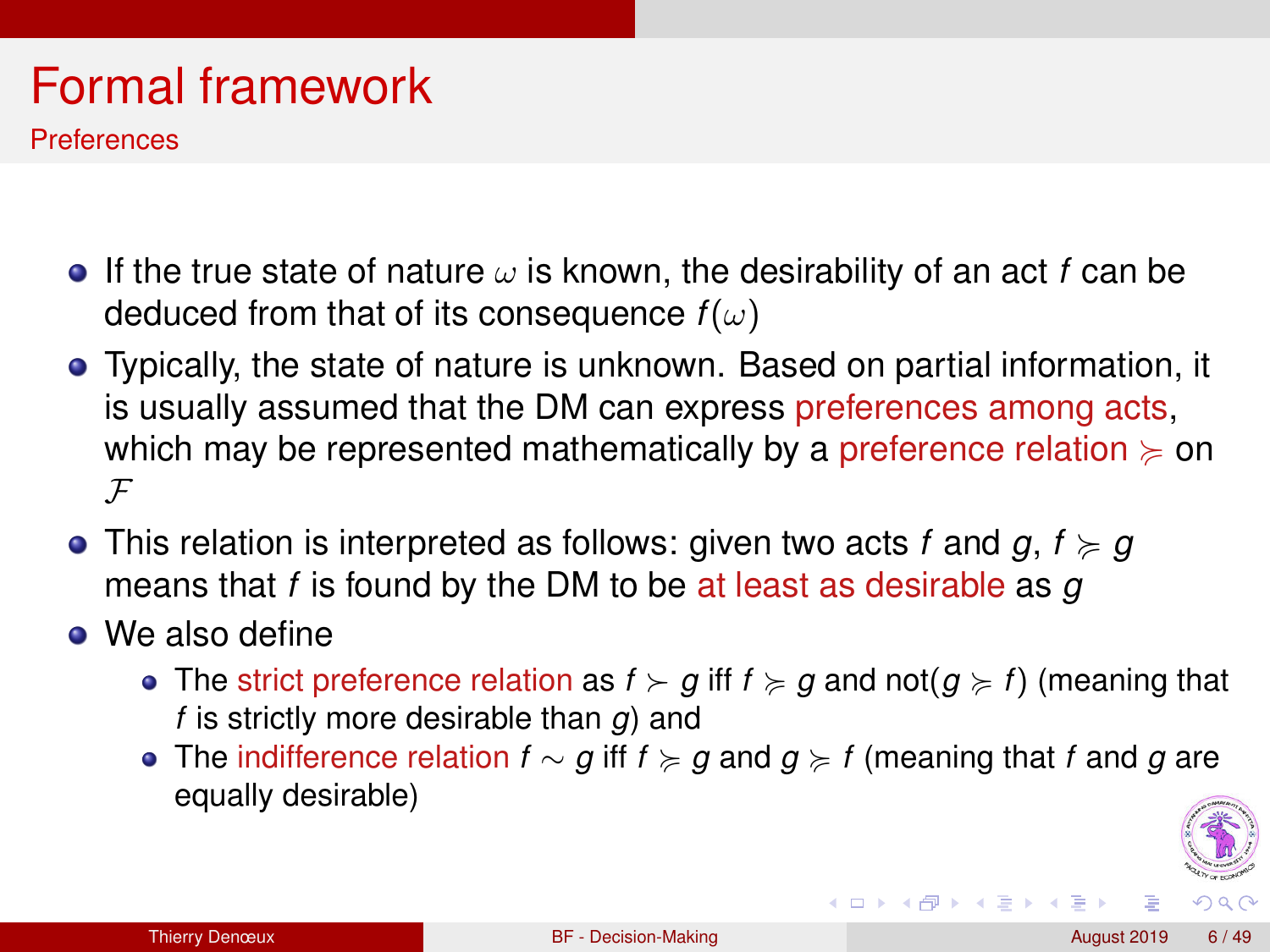# Formal framework

## Preferences

- If the true state of nature $\omega$ is known, the desirability of an act $f$ can be deduced from that of its consequence $f(\omega)$
- Typically, the state of nature is unknown. Based on partial information, it is usually assumed that the DM can express preferences among acts, which may be represented mathematically by a preference relation $\succcurlyeq$ on $\mathcal{F}$
- This relation is interpreted as follows: given two acts $f$ and $g$, $f \succcurlyeq g$ means that $f$ is found by the DM to be at least as desirable as $g$
- We also define
  - The strict preference relation as $f \succ g$ iff $f \succcurlyeq g$ and not($g \succcurlyeq f$) (meaning that $f$ is strictly more desirable than $g$) and
  - The indifference relation $f \sim g$ iff $f \succcurlyeq g$ and $g \succcurlyeq f$ (meaning that $f$ and $g$ are equally desirable)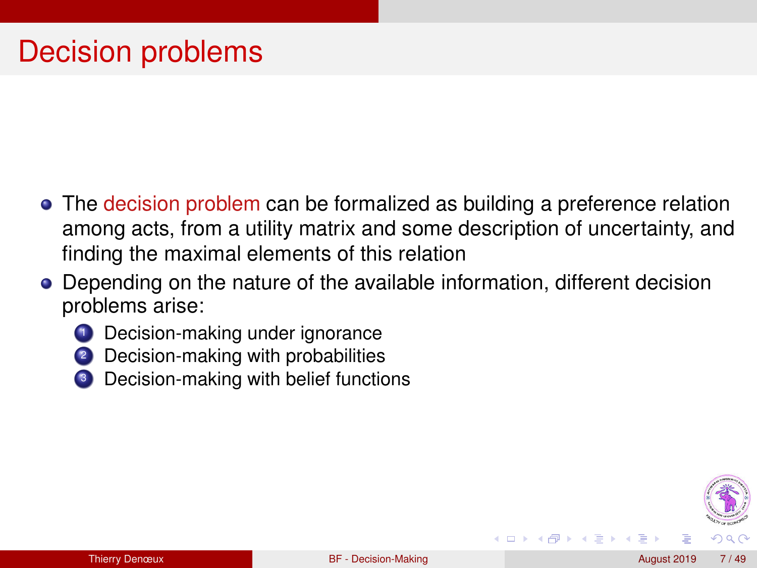# Decision problems

- The decision problem can be formalized as building a preference relation among acts, from a utility matrix and some description of uncertainty, and finding the maximal elements of this relation
- Depending on the nature of the available information, different decision problems arise:
  1. Decision-making under ignorance
  2. Decision-making with probabilities
  3. Decision-making with belief functions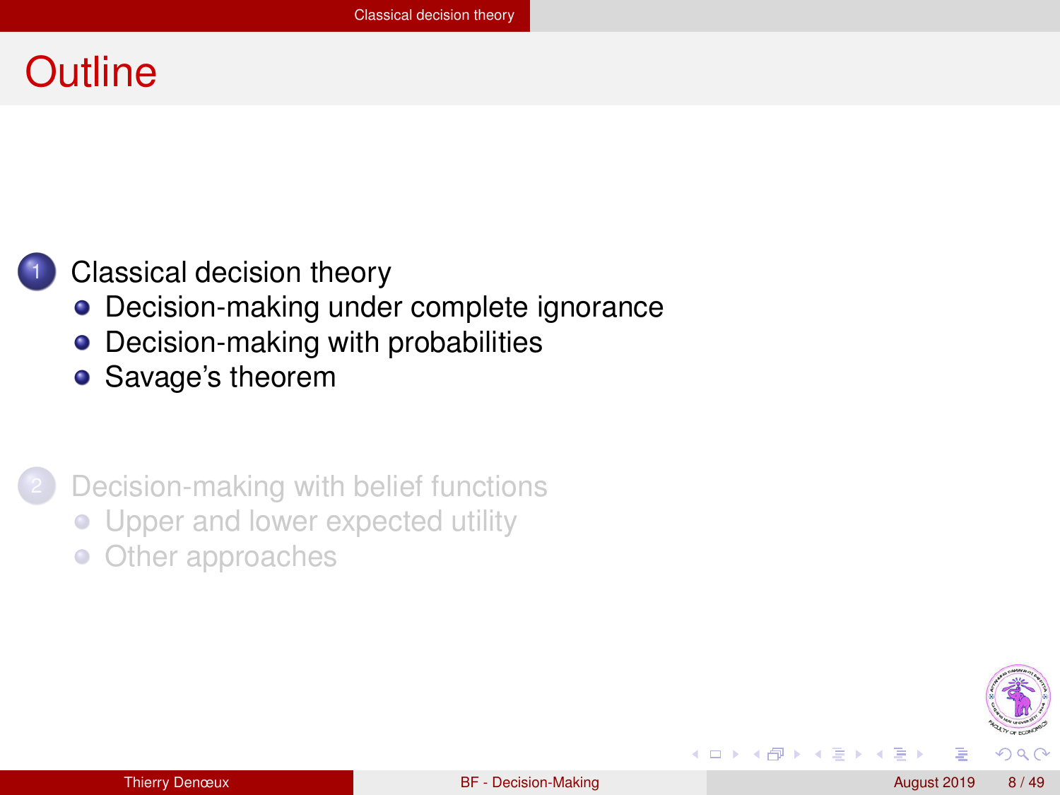# Outline

1. Classical decision theory
   - Decision-making under complete ignorance
   - Decision-making with probabilities
   - Savage's theorem

2. Decision-making with belief functions
   - Upper and lower expected utility
   - Other approaches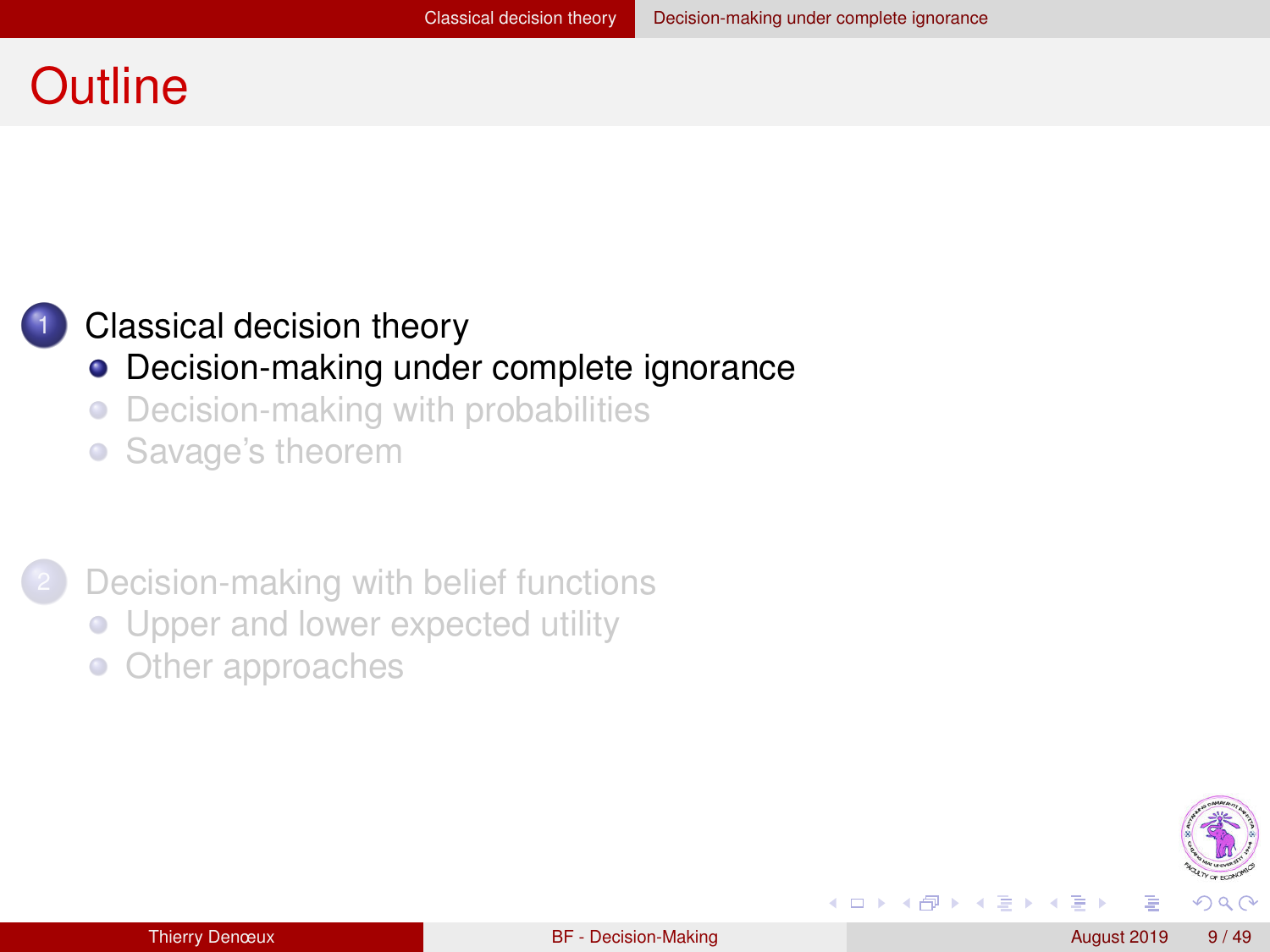# Outline

1. Classical decision theory
   - Decision-making under complete ignorance
   - Decision-making with probabilities
   - Savage's theorem

2. Decision-making with belief functions
   - Upper and lower expected utility
   - Other approaches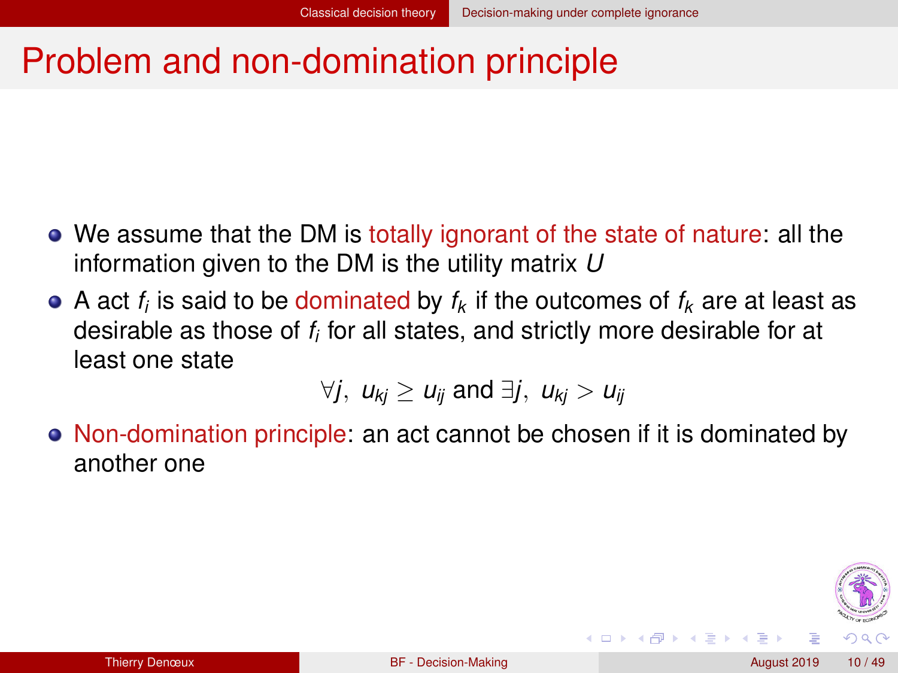# Problem and non-domination principle

- We assume that the DM is totally ignorant of the state of nature: all the information given to the DM is the utility matrix $U$
- A act $f_i$ is said to be dominated by $f_k$ if the outcomes of $f_k$ are at least as desirable as those of $f_i$ for all states, and strictly more desirable for at least one state

$$\forall j,\ u_{kj} \geq u_{ij} \text{ and } \exists j,\ u_{kj} > u_{ij}$$

- Non-domination principle: an act cannot be chosen if it is dominated by another one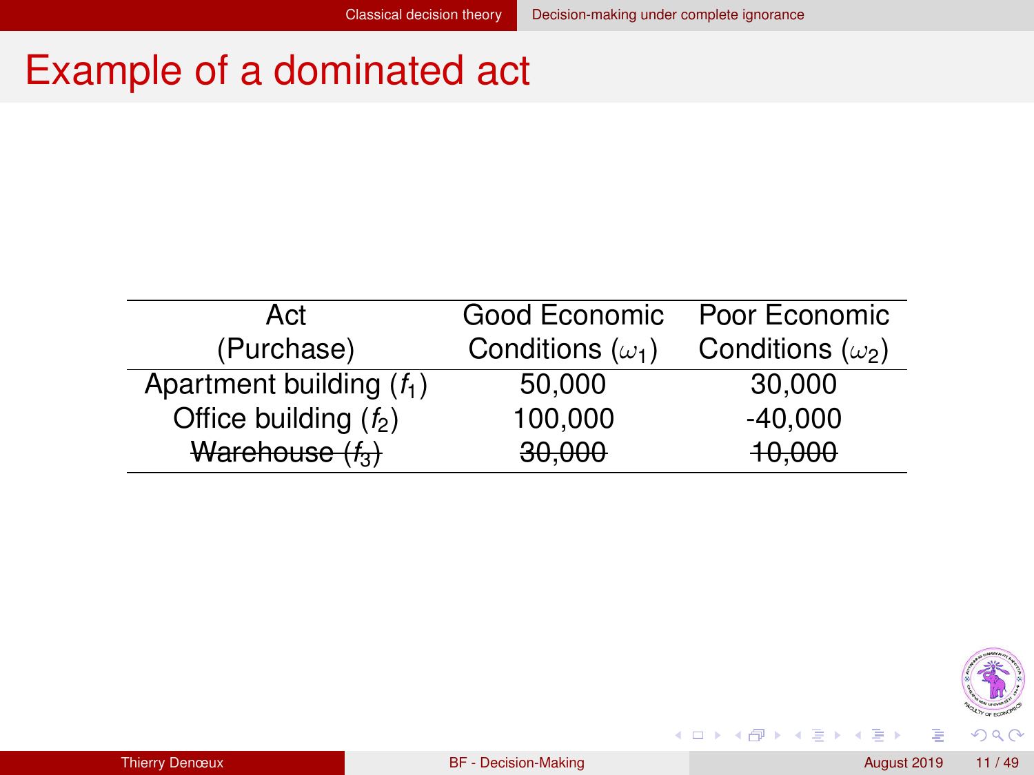# Example of a dominated act

| Act (Purchase) | Good Economic Conditions ($\omega_1$) | Poor Economic Conditions ($\omega_2$) |
|---|---|---|
| Apartment building ($f_1$) | 50,000 | 30,000 |
| Office building ($f_2$) | 100,000 | -40,000 |
| ~~Warehouse ($f_3$)~~ | ~~30,000~~ | ~~10,000~~ |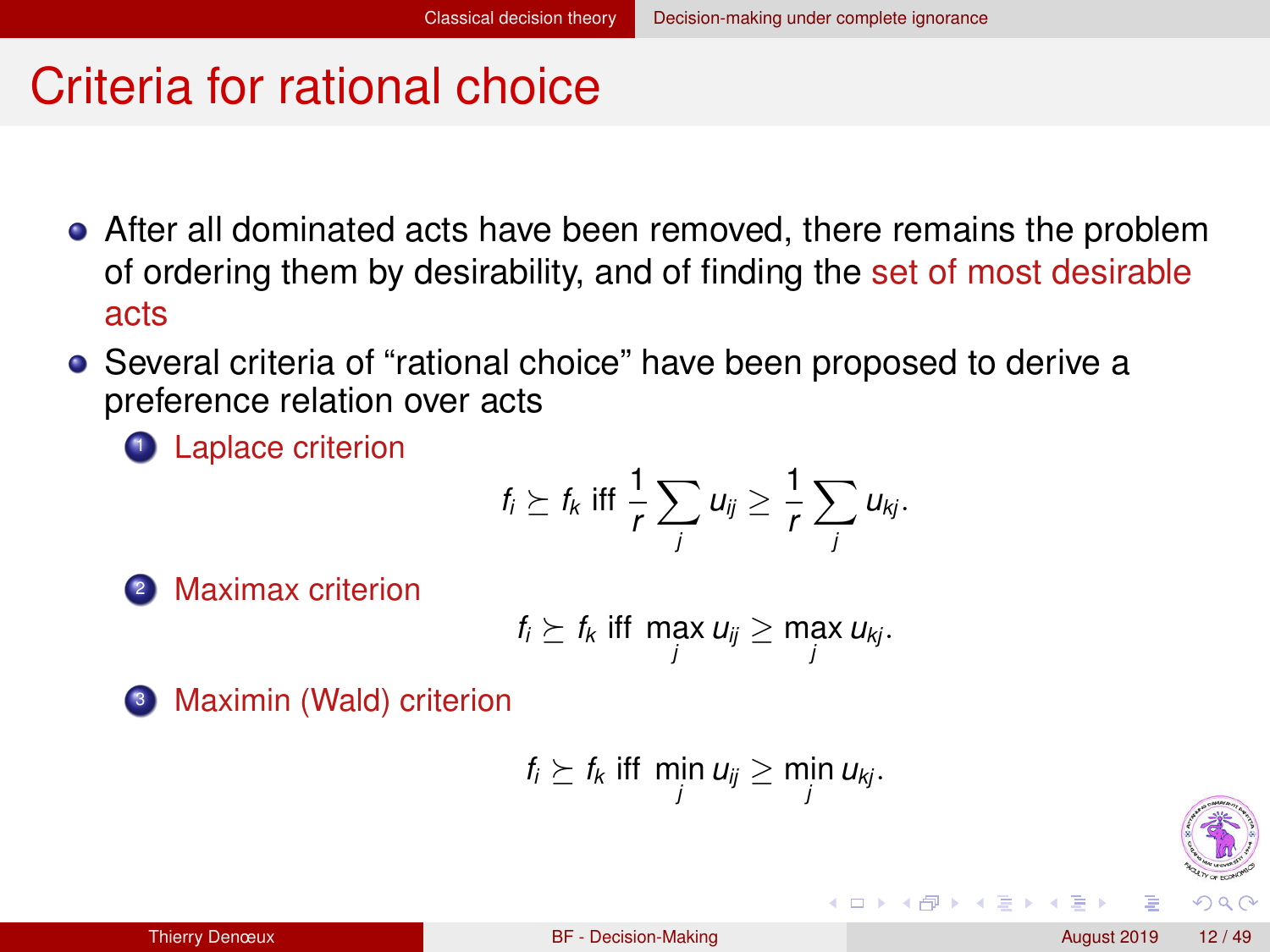# Criteria for rational choice

- After all dominated acts have been removed, there remains the problem of ordering them by desirability, and of finding the set of most desirable acts
- Several criteria of "rational choice" have been proposed to derive a preference relation over acts
  1. Laplace criterion

$$f_i \succeq f_k \text{ iff } \frac{1}{r}\sum_j u_{ij} \geq \frac{1}{r}\sum_j u_{kj}.$$

  2. Maximax criterion

$$f_i \succeq f_k \text{ iff } \max_j u_{ij} \geq \max_j u_{kj}.$$

  3. Maximin (Wald) criterion

$$f_i \succeq f_k \text{ iff } \min_j u_{ij} \geq \min_j u_{kj}.$$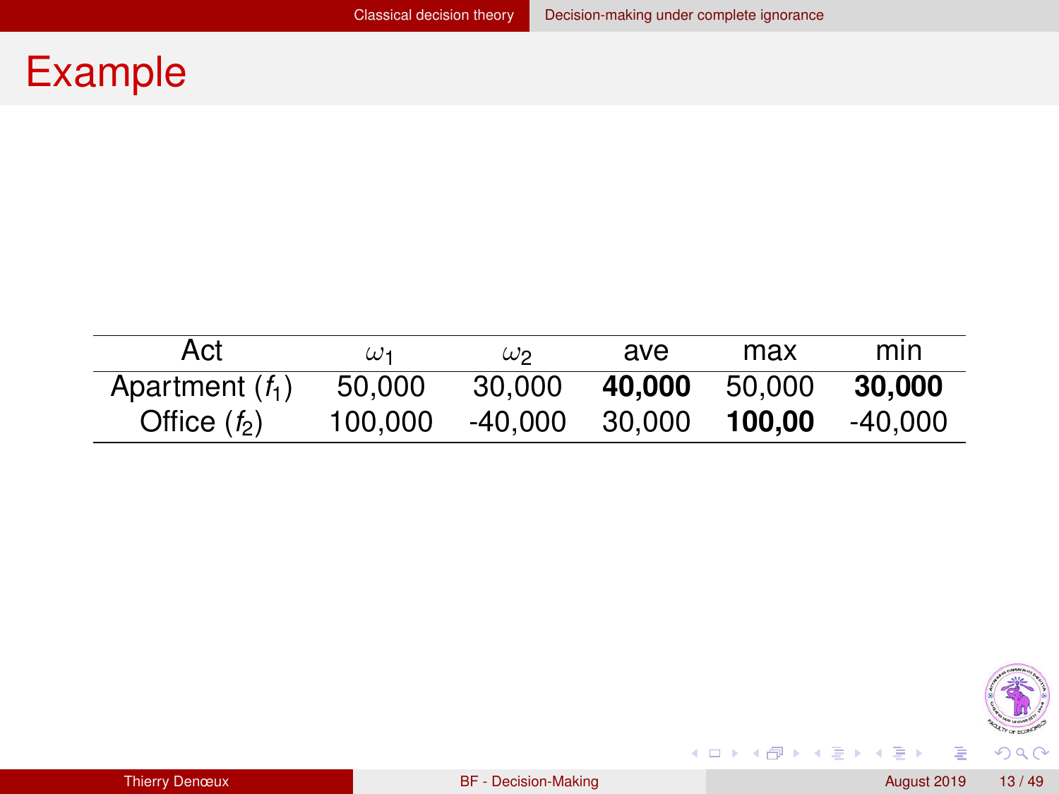# Example

| Act | $\omega_1$ | $\omega_2$ | ave | max | min |
|---|---|---|---|---|---|
| Apartment ($f_1$) | 50,000 | 30,000 | **40,000** | 50,000 | **30,000** |
| Office ($f_2$) | 100,000 | -40,000 | 30,000 | **100,00** | -40,000 |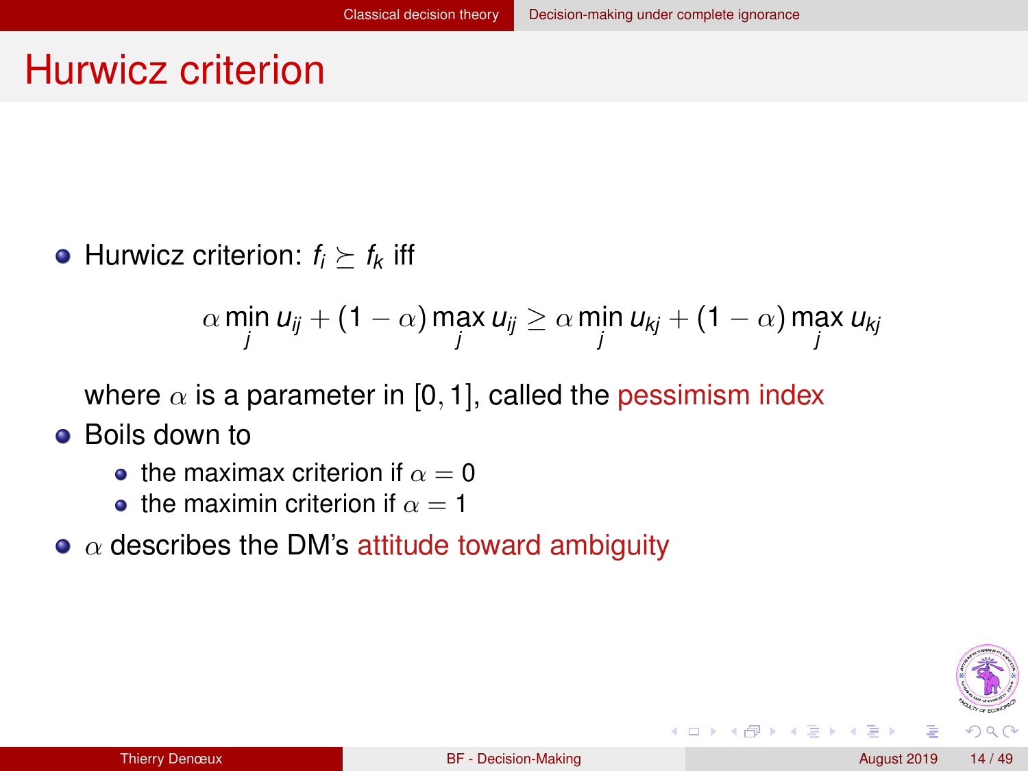# Hurwicz criterion

- Hurwicz criterion: $f_i \succeq f_k$ iff

$$\alpha \min_j u_{ij} + (1-\alpha) \max_j u_{ij} \geq \alpha \min_j u_{kj} + (1-\alpha) \max_j u_{kj}$$

  where $\alpha$ is a parameter in $[0, 1]$, called the pessimism index

- Boils down to
  - the maximax criterion if $\alpha = 0$
  - the maximin criterion if $\alpha = 1$
- $\alpha$ describes the DM's attitude toward ambiguity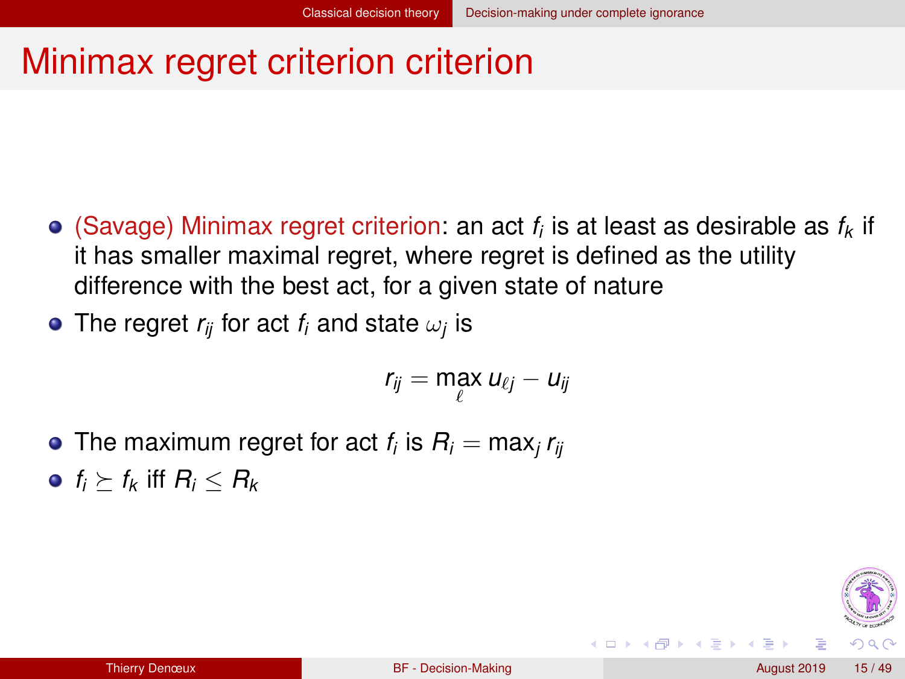# Minimax regret criterion criterion

- (Savage) Minimax regret criterion: an act $f_i$ is at least as desirable as $f_k$ if it has smaller maximal regret, where regret is defined as the utility difference with the best act, for a given state of nature
- The regret $r_{ij}$ for act $f_i$ and state $\omega_j$ is

$$r_{ij} = \max_{\ell} u_{\ell j} - u_{ij}$$

- The maximum regret for act $f_i$ is $R_i = \max_j r_{ij}$
- $f_i \succeq f_k$ iff $R_i \leq R_k$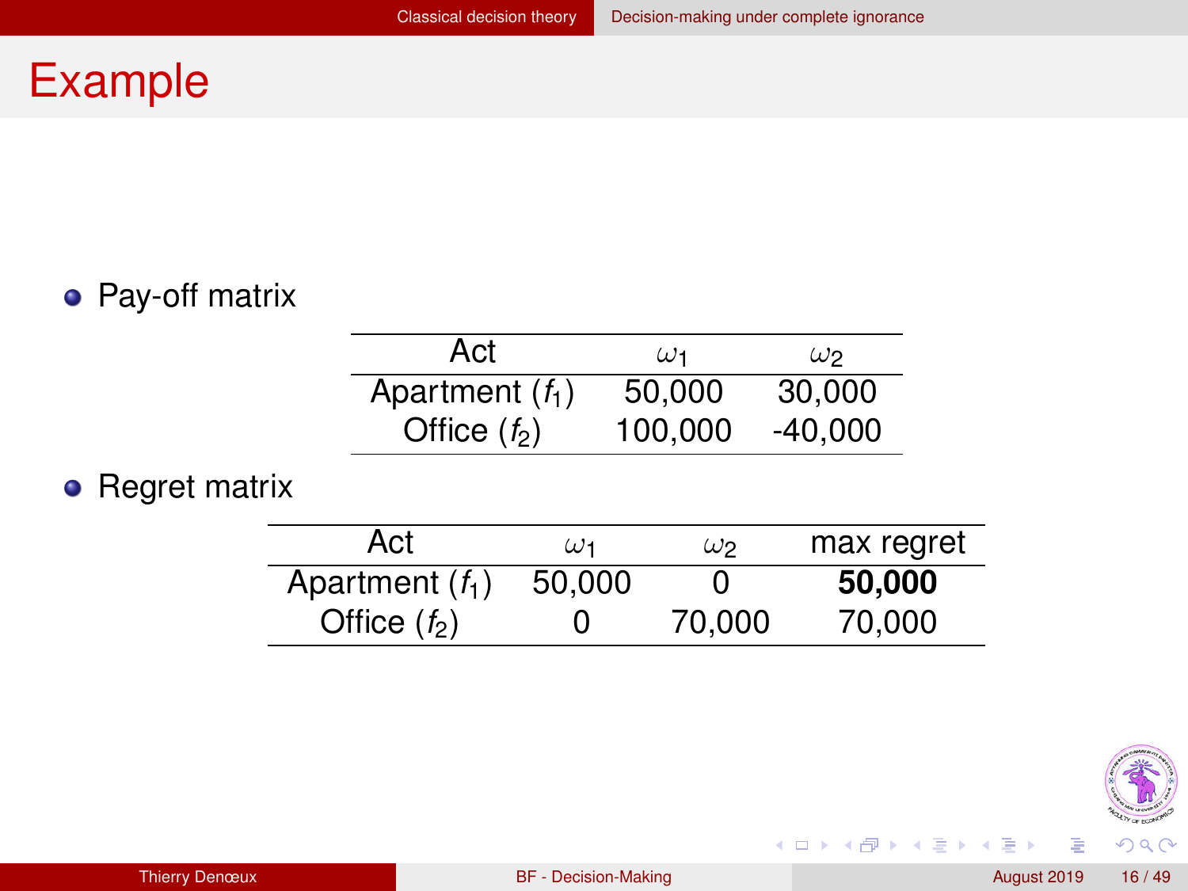# Example

- Pay-off matrix

| Act | $\omega_1$ | $\omega_2$ |
|---|---|---|
| Apartment ($f_1$) | 50,000 | 30,000 |
| Office ($f_2$) | 100,000 | -40,000 |

- Regret matrix

| Act | $\omega_1$ | $\omega_2$ | max regret |
|---|---|---|---|
| Apartment ($f_1$) | 50,000 | 0 | **50,000** |
| Office ($f_2$) | 0 | 70,000 | 70,000 |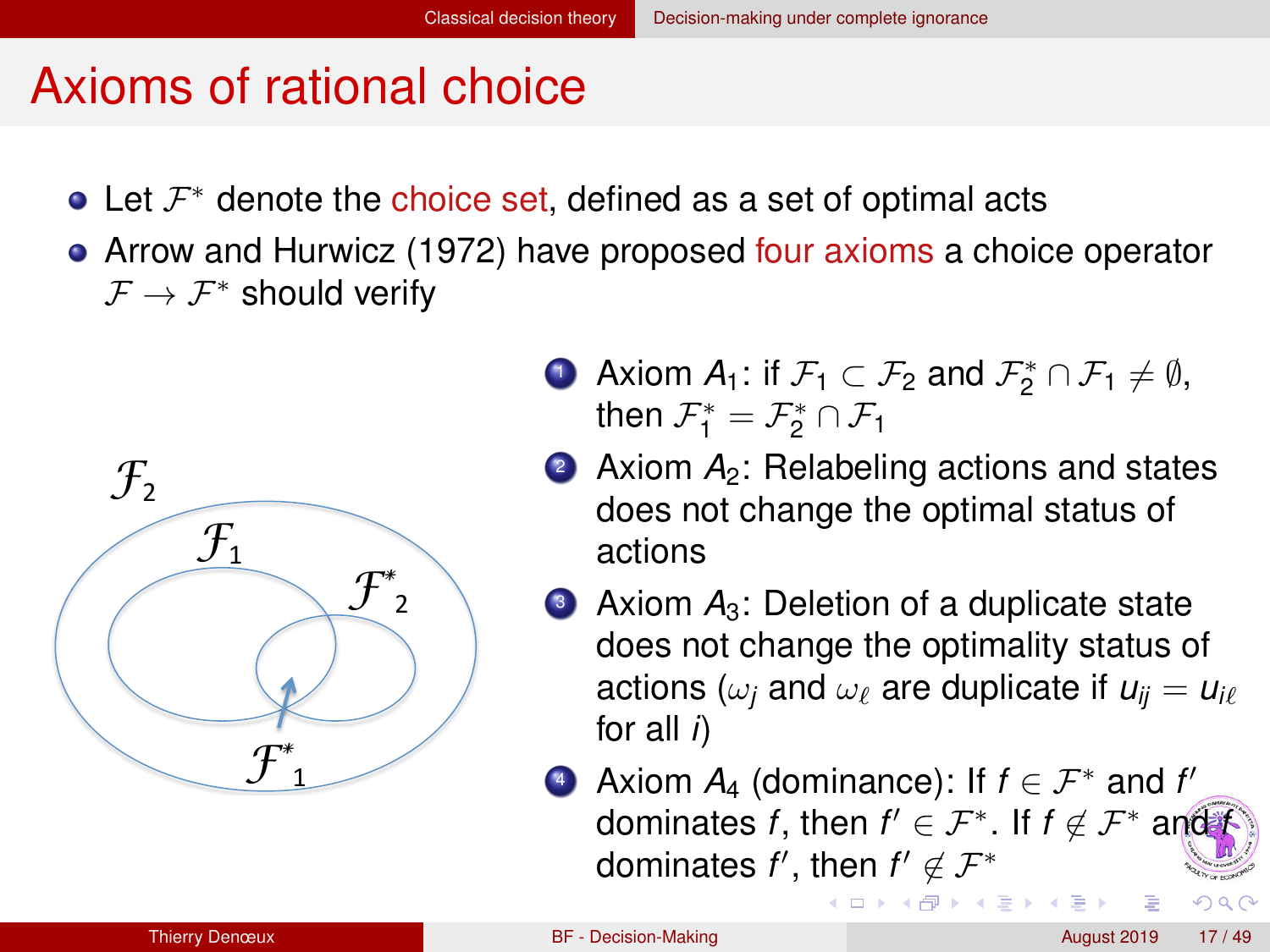# Axioms of rational choice

- Let $\mathcal{F}^*$ denote the choice set, defined as a set of optimal acts
- Arrow and Hurwicz (1972) have proposed four axioms a choice operator $\mathcal{F} \rightarrow \mathcal{F}^*$ should verify

1. Axiom $A_1$: if $\mathcal{F}_1 \subset \mathcal{F}_2$ and $\mathcal{F}_2^* \cap \mathcal{F}_1 \neq \emptyset$, then $\mathcal{F}_1^* = \mathcal{F}_2^* \cap \mathcal{F}_1$
2. Axiom $A_2$: Relabeling actions and states does not change the optimal status of actions
3. Axiom $A_3$: Deletion of a duplicate state does not change the optimality status of actions ($\omega_j$ and $\omega_\ell$ are duplicate if $u_{ij} = u_{i\ell}$ for all $i$)
4. Axiom $A_4$ (dominance): If $f \in \mathcal{F}^*$ and $f'$ dominates $f$, then $f' \in \mathcal{F}^*$. If $f \notin \mathcal{F}^*$ and $f$ dominates $f'$, then $f' \notin \mathcal{F}^*$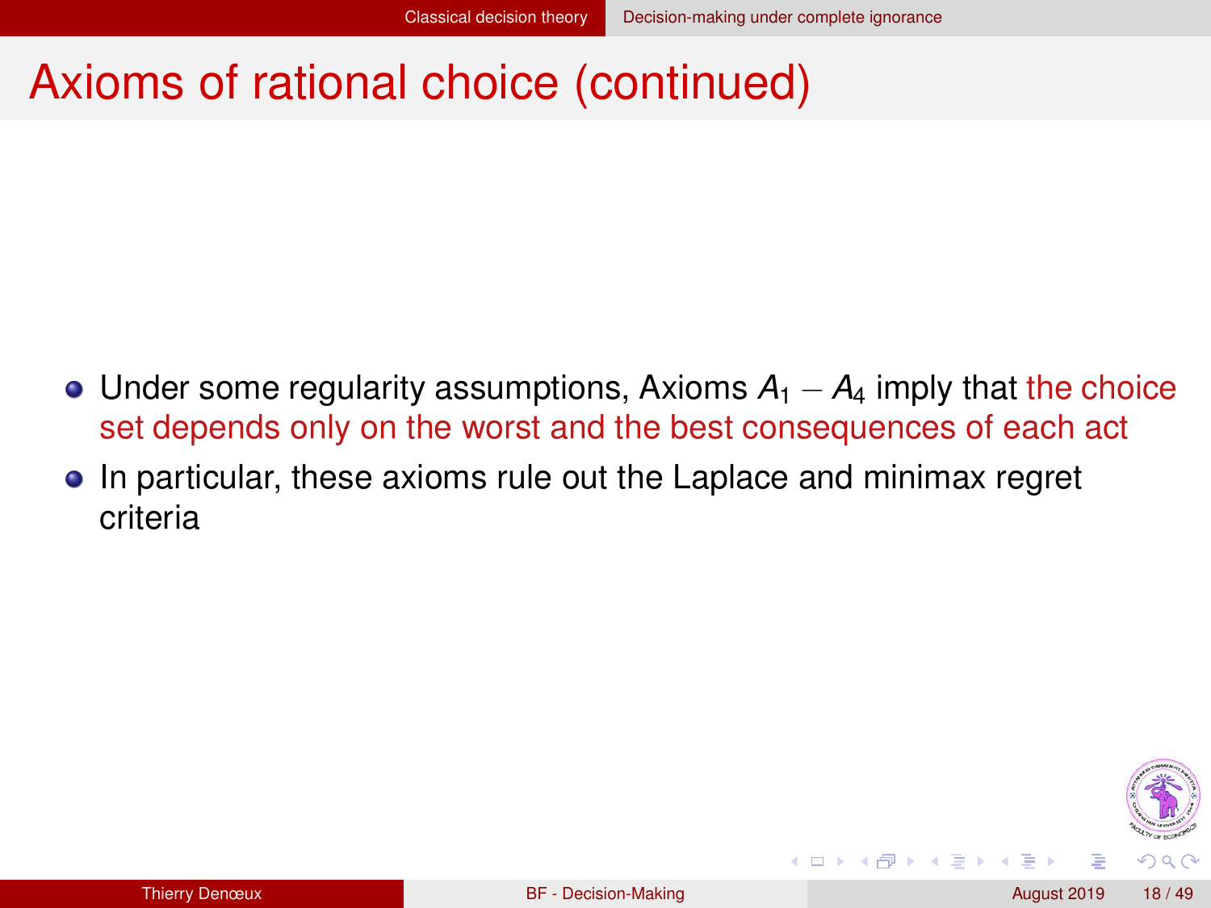# Axioms of rational choice (continued)

- Under some regularity assumptions, Axioms $A_1 - A_4$ imply that the choice set depends only on the worst and the best consequences of each act
- In particular, these axioms rule out the Laplace and minimax regret criteria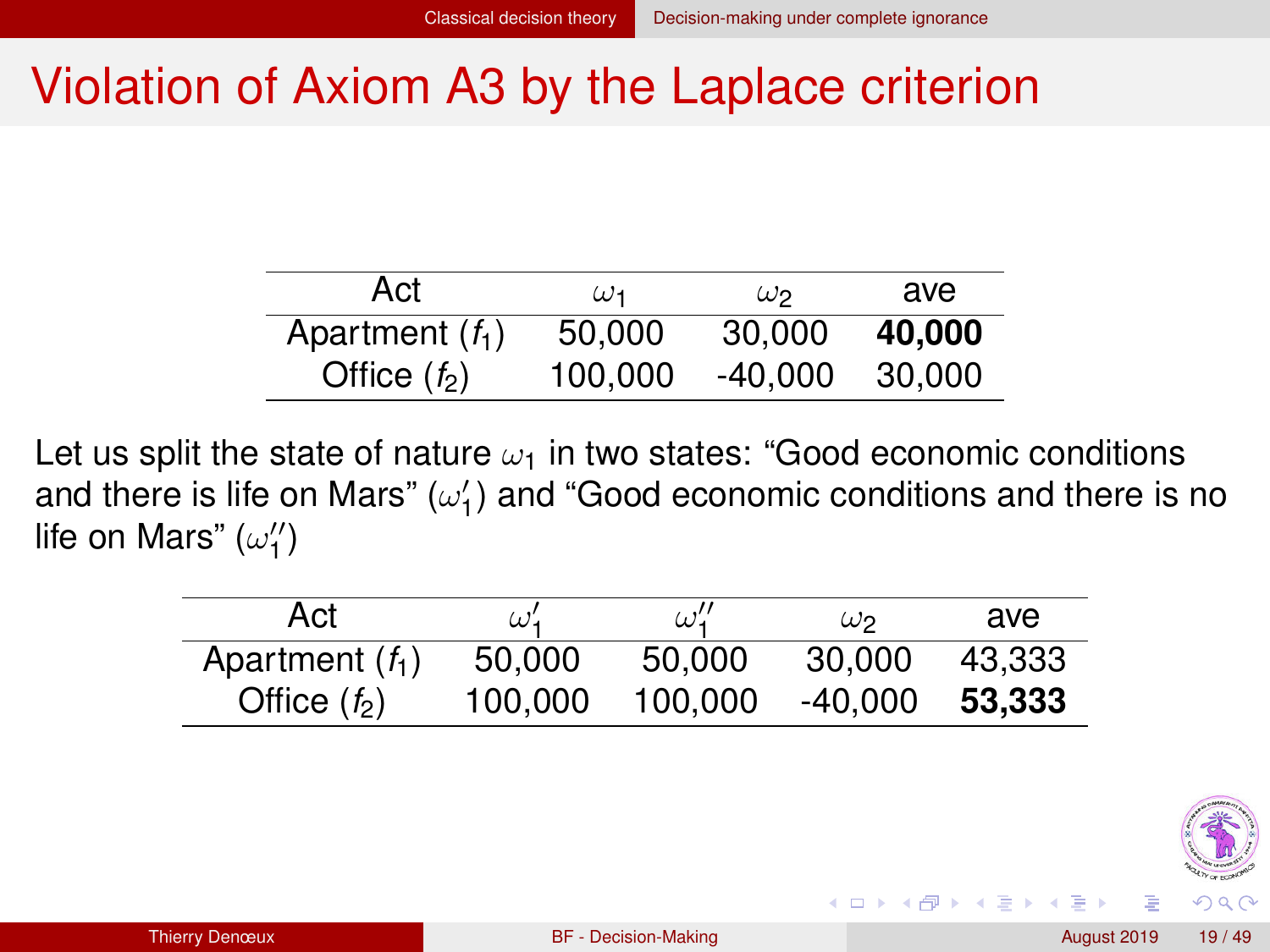# Violation of Axiom A3 by the Laplace criterion

| Act | $\omega_1$ | $\omega_2$ | ave |
|---|---|---|---|
| Apartment ($f_1$) | 50,000 | 30,000 | **40,000** |
| Office ($f_2$) | 100,000 | -40,000 | 30,000 |

Let us split the state of nature $\omega_1$ in two states: "Good economic conditions and there is life on Mars" ($\omega_1'$) and "Good economic conditions and there is no life on Mars" ($\omega_1''$)

| Act | $\omega_1'$ | $\omega_1''$ | $\omega_2$ | ave |
|---|---|---|---|---|
| Apartment ($f_1$) | 50,000 | 50,000 | 30,000 | 43,333 |
| Office ($f_2$) | 100,000 | 100,000 | -40,000 | **53,333** |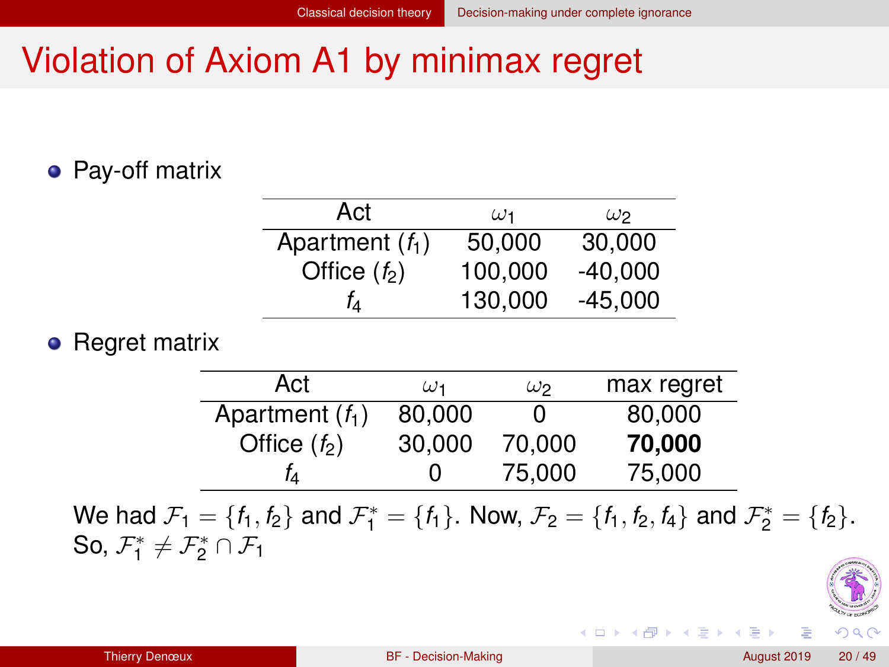# Violation of Axiom A1 by minimax regret

- Pay-off matrix

| Act | $\omega_1$ | $\omega_2$ |
|---|---|---|
| Apartment ($f_1$) | 50,000 | 30,000 |
| Office ($f_2$) | 100,000 | -40,000 |
| $f_4$ | 130,000 | -45,000 |

- Regret matrix

| Act | $\omega_1$ | $\omega_2$ | max regret |
|---|---|---|---|
| Apartment ($f_1$) | 80,000 | 0 | 80,000 |
| Office ($f_2$) | 30,000 | 70,000 | **70,000** |
| $f_4$ | 0 | 75,000 | 75,000 |

We had $\mathcal{F}_1 = \{f_1, f_2\}$ and $\mathcal{F}_1^* = \{f_1\}$. Now, $\mathcal{F}_2 = \{f_1, f_2, f_4\}$ and $\mathcal{F}_2^* = \{f_2\}$. So, $\mathcal{F}_1^* \neq \mathcal{F}_2^* \cap \mathcal{F}_1$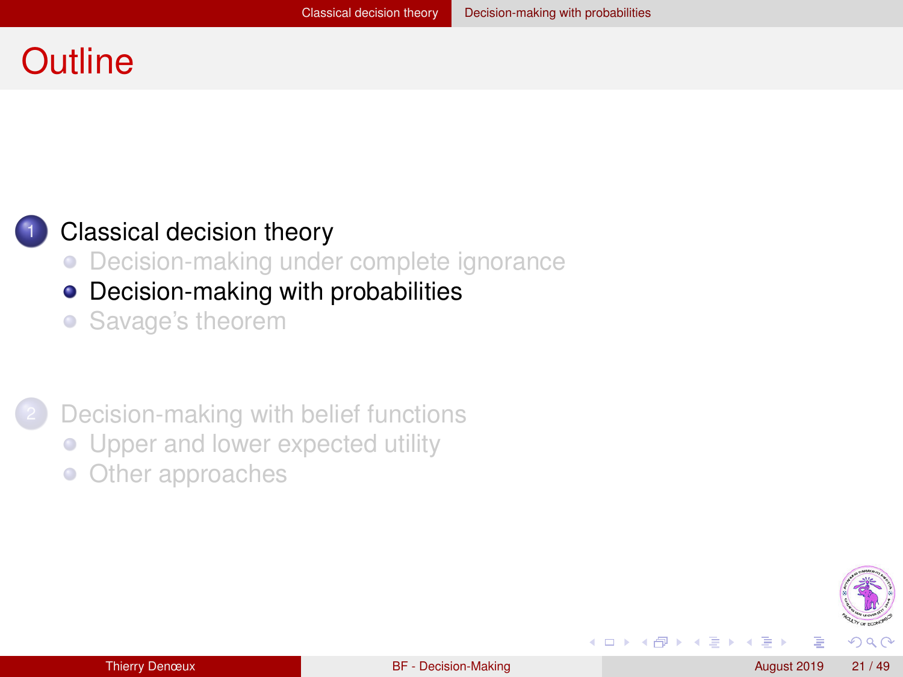# Outline

1. Classical decision theory
   - Decision-making under complete ignorance
   - Decision-making with probabilities
   - Savage's theorem

2. Decision-making with belief functions
   - Upper and lower expected utility
   - Other approaches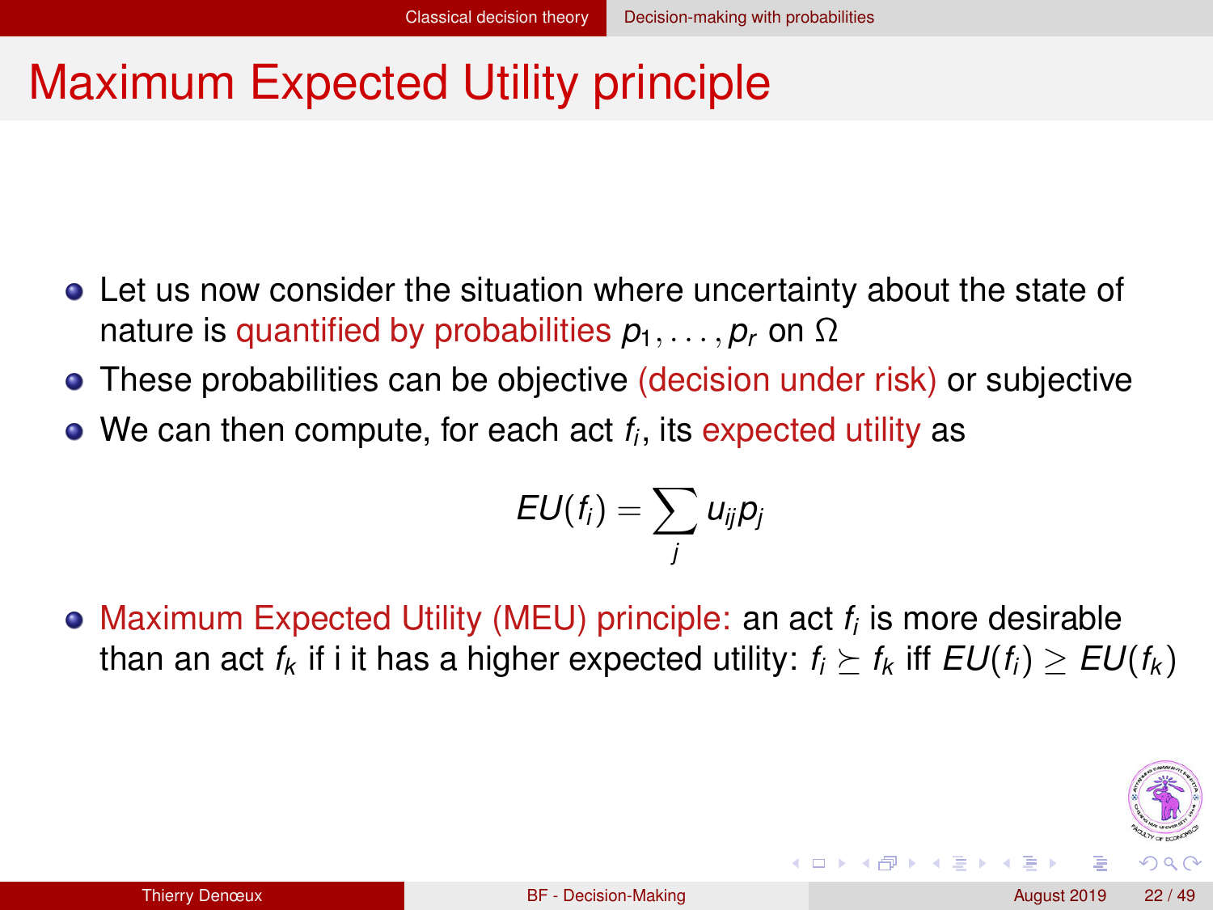# Maximum Expected Utility principle

- Let us now consider the situation where uncertainty about the state of nature is quantified by probabilities $p_1, \ldots, p_r$ on $\Omega$
- These probabilities can be objective (decision under risk) or subjective
- We can then compute, for each act $f_i$, its expected utility as

$$EU(f_i) = \sum_j u_{ij} p_j$$

- Maximum Expected Utility (MEU) principle: an act $f_i$ is more desirable than an act $f_k$ if i it has a higher expected utility: $f_i \succeq f_k$ iff $EU(f_i) \geq EU(f_k)$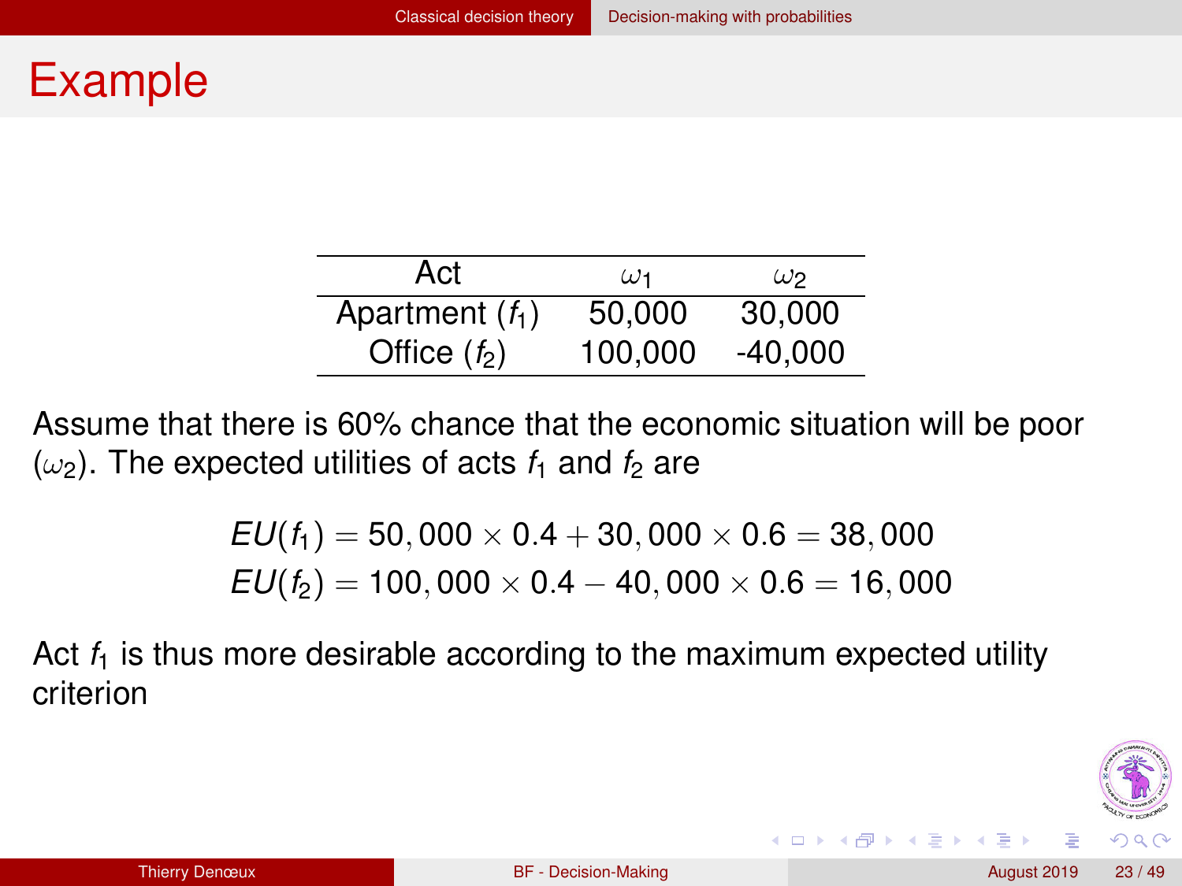# Example

| Act | $\omega_1$ | $\omega_2$ |
|---|---|---|
| Apartment ($f_1$) | 50,000 | 30,000 |
| Office ($f_2$) | 100,000 | -40,000 |

Assume that there is 60% chance that the economic situation will be poor ($\omega_2$). The expected utilities of acts $f_1$ and $f_2$ are

$$EU(f_1) = 50,000 \times 0.4 + 30,000 \times 0.6 = 38,000$$
$$EU(f_2) = 100,000 \times 0.4 - 40,000 \times 0.6 = 16,000$$

Act $f_1$ is thus more desirable according to the maximum expected utility criterion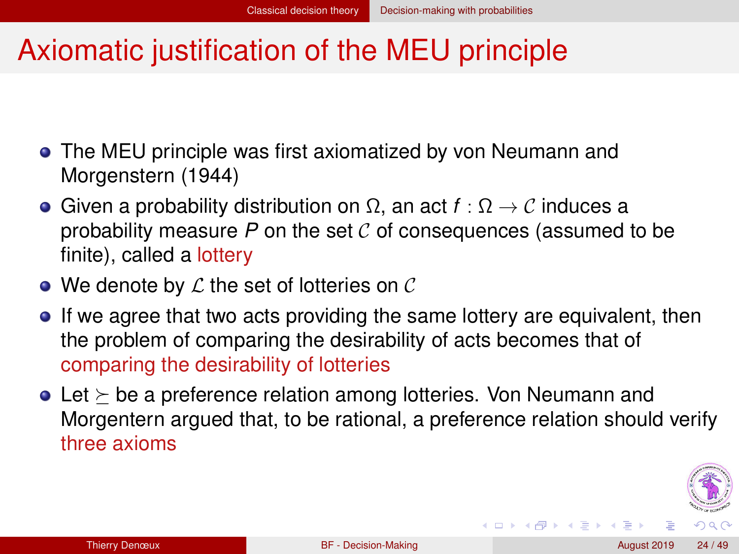# Axiomatic justification of the MEU principle

- The MEU principle was first axiomatized by von Neumann and Morgenstern (1944)
- Given a probability distribution on $\Omega$, an act $f : \Omega \rightarrow \mathcal{C}$ induces a probability measure $P$ on the set $\mathcal{C}$ of consequences (assumed to be finite), called a lottery
- We denote by $\mathcal{L}$ the set of lotteries on $\mathcal{C}$
- If we agree that two acts providing the same lottery are equivalent, then the problem of comparing the desirability of acts becomes that of comparing the desirability of lotteries
- Let $\succeq$ be a preference relation among lotteries. Von Neumann and Morgentern argued that, to be rational, a preference relation should verify three axioms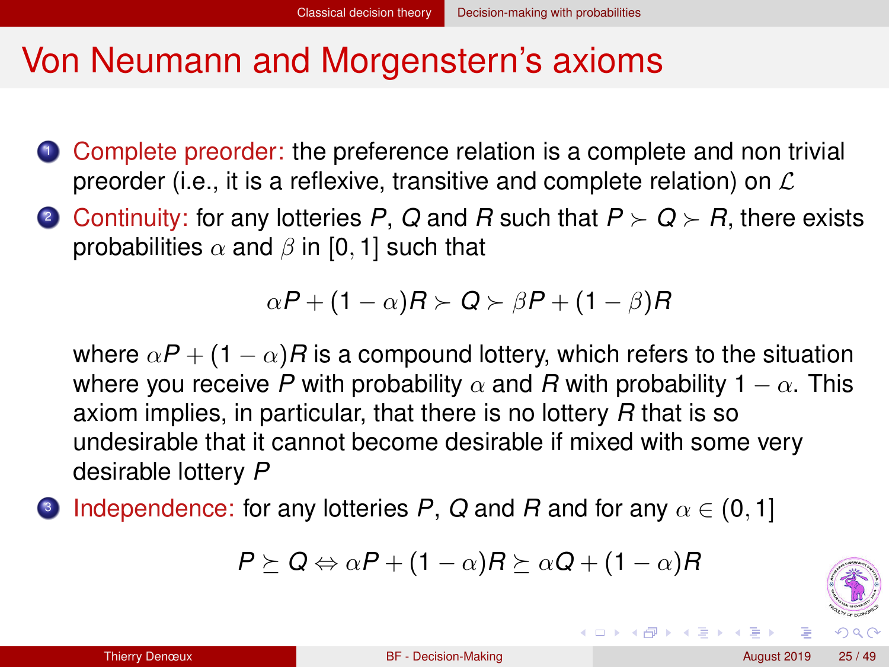# Von Neumann and Morgenstern's axioms

1. Complete preorder: the preference relation is a complete and non trivial preorder (i.e., it is a reflexive, transitive and complete relation) on $\mathcal{L}$
2. Continuity: for any lotteries $P$, $Q$ and $R$ such that $P \succ Q \succ R$, there exists probabilities $\alpha$ and $\beta$ in $[0, 1]$ such that

$$\alpha P + (1 - \alpha) R \succ Q \succ \beta P + (1 - \beta) R$$

   where $\alpha P + (1 - \alpha) R$ is a compound lottery, which refers to the situation where you receive $P$ with probability $\alpha$ and $R$ with probability $1 - \alpha$. This axiom implies, in particular, that there is no lottery $R$ that is so undesirable that it cannot become desirable if mixed with some very desirable lottery $P$
3. Independence: for any lotteries $P$, $Q$ and $R$ and for any $\alpha \in (0, 1]$

$$P \succeq Q \Leftrightarrow \alpha P + (1 - \alpha) R \succeq \alpha Q + (1 - \alpha) R$$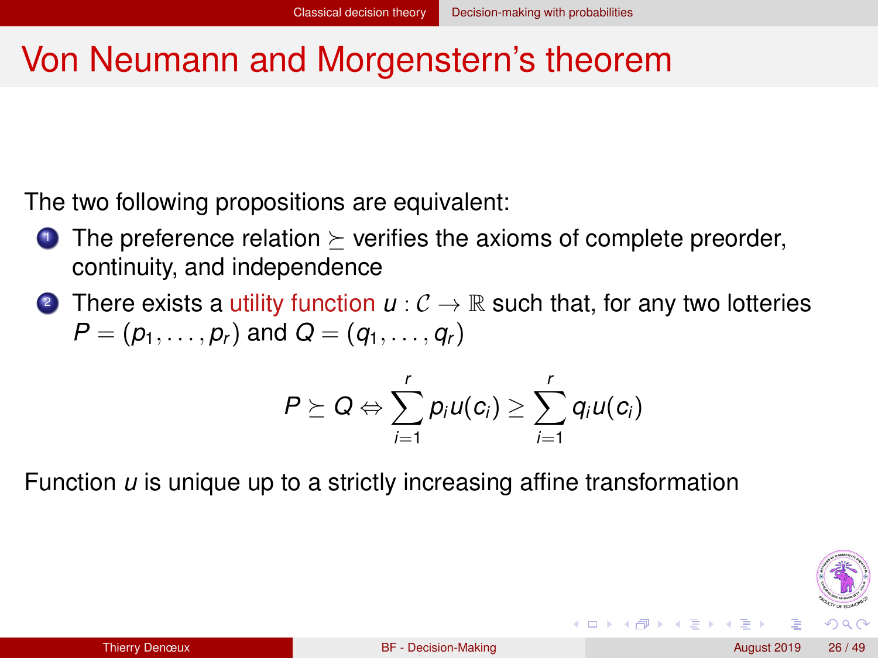# Von Neumann and Morgenstern's theorem

The two following propositions are equivalent:

1. The preference relation $\succeq$ verifies the axioms of complete preorder, continuity, and independence
2. There exists a utility function $u : \mathcal{C} \to \mathbb{R}$ such that, for any two lotteries $P = (p_1, \ldots, p_r)$ and $Q = (q_1, \ldots, q_r)$

$$P \succeq Q \Leftrightarrow \sum_{i=1}^{r} p_i u(c_i) \geq \sum_{i=1}^{r} q_i u(c_i)$$

Function $u$ is unique up to a strictly increasing affine transformation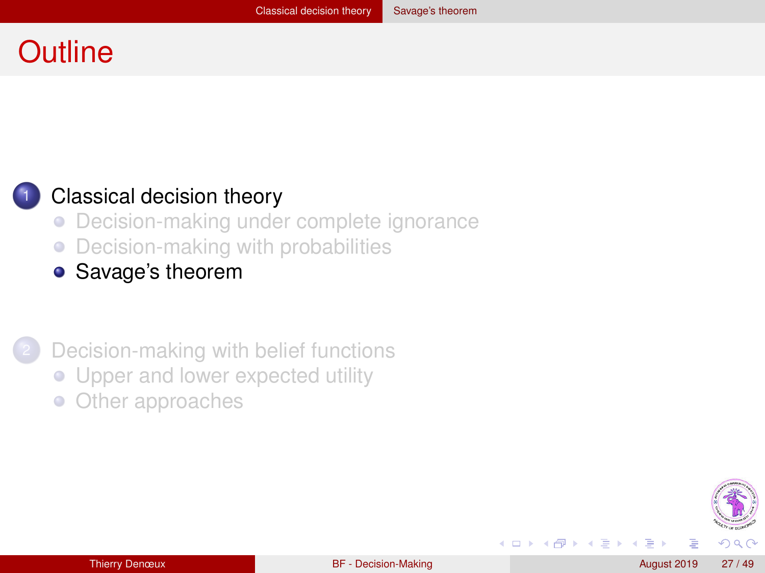# Outline

1. Classical decision theory
   - Decision-making under complete ignorance
   - Decision-making with probabilities
   - Savage's theorem

2. Decision-making with belief functions
   - Upper and lower expected utility
   - Other approaches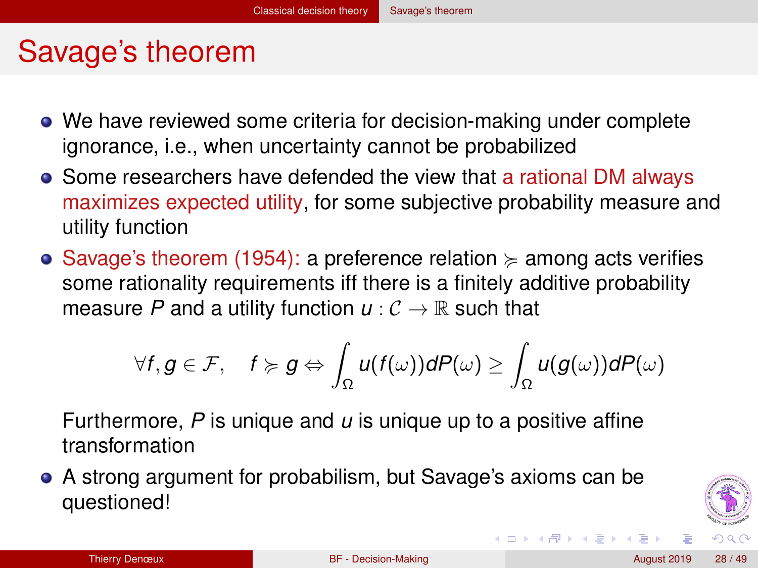# Savage's theorem

- We have reviewed some criteria for decision-making under complete ignorance, i.e., when uncertainty cannot be probabilized
- Some researchers have defended the view that a rational DM always maximizes expected utility, for some subjective probability measure and utility function
- Savage's theorem (1954): a preference relation $\succcurlyeq$ among acts verifies some rationality requirements iff there is a finitely additive probability measure $P$ and a utility function $u : \mathcal{C} \to \mathbb{R}$ such that

  $$\forall f, g \in \mathcal{F}, \quad f \succcurlyeq g \Leftrightarrow \int_{\Omega} u(f(\omega))dP(\omega) \geq \int_{\Omega} u(g(\omega))dP(\omega)$$

  Furthermore, $P$ is unique and $u$ is unique up to a positive affine transformation
- A strong argument for probabilism, but Savage's axioms can be questioned!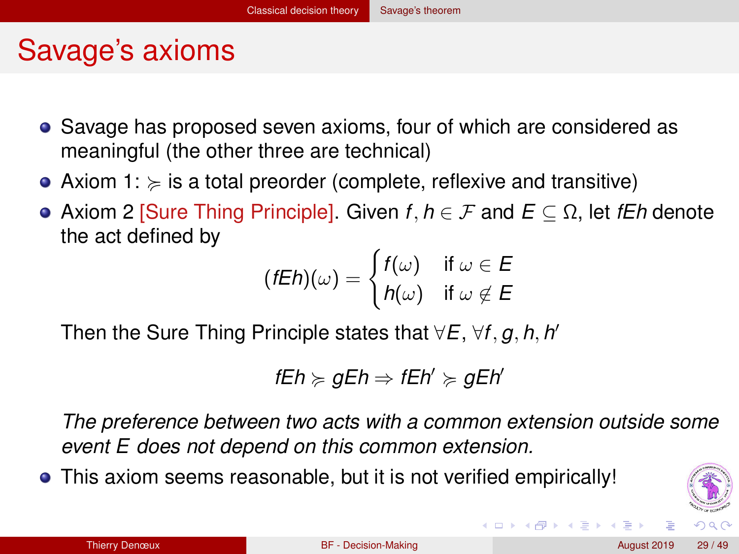# Savage's axioms

- Savage has proposed seven axioms, four of which are considered as meaningful (the other three are technical)
- Axiom 1: $\succcurlyeq$ is a total preorder (complete, reflexive and transitive)
- Axiom 2 [Sure Thing Principle]. Given $f, h \in \mathcal{F}$ and $E \subseteq \Omega$, let $fEh$ denote the act defined by

$$(fEh)(\omega) = \begin{cases} f(\omega) & \text{if } \omega \in E \\ h(\omega) & \text{if } \omega \notin E \end{cases}$$

  Then the Sure Thing Principle states that $\forall E$, $\forall f, g, h, h'$

$$fEh \succcurlyeq gEh \Rightarrow fEh' \succcurlyeq gEh'$$

  *The preference between two acts with a common extension outside some event $E$ does not depend on this common extension.*

- This axiom seems reasonable, but it is not verified empirically!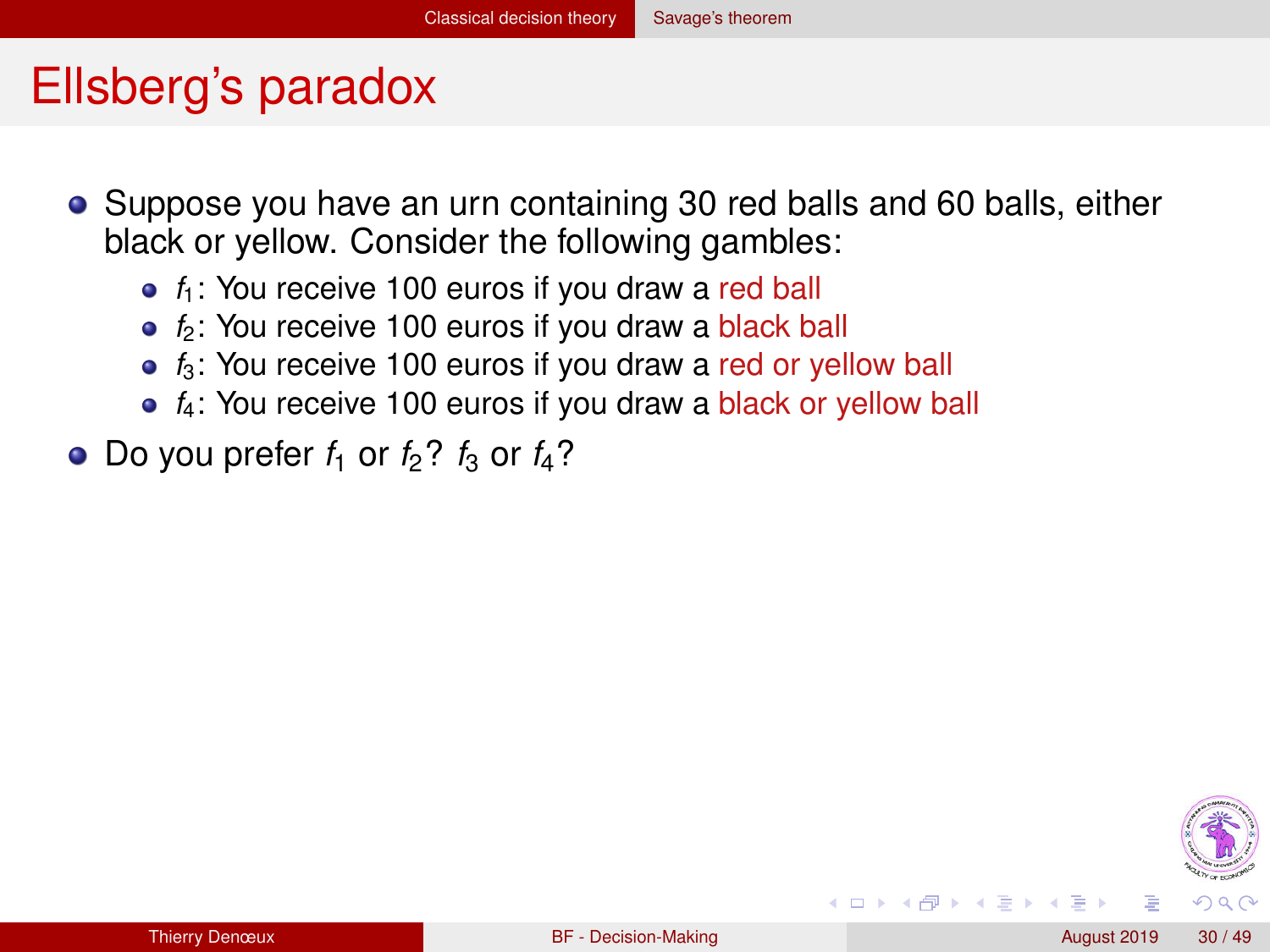# Ellsberg's paradox

- Suppose you have an urn containing 30 red balls and 60 balls, either black or yellow. Consider the following gambles:
  - $f_1$: You receive 100 euros if you draw a red ball
  - $f_2$: You receive 100 euros if you draw a black ball
  - $f_3$: You receive 100 euros if you draw a red or yellow ball
  - $f_4$: You receive 100 euros if you draw a black or yellow ball
- Do you prefer $f_1$ or $f_2$? $f_3$ or $f_4$?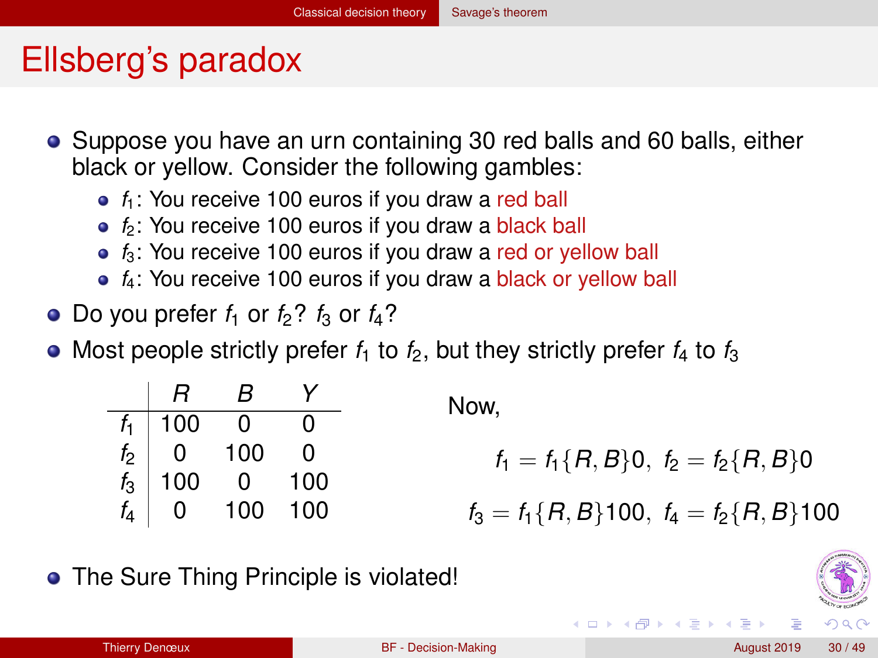# Ellsberg's paradox

- Suppose you have an urn containing 30 red balls and 60 balls, either black or yellow. Consider the following gambles:
  - $f_1$: You receive 100 euros if you draw a red ball
  - $f_2$: You receive 100 euros if you draw a black ball
  - $f_3$: You receive 100 euros if you draw a red or yellow ball
  - $f_4$: You receive 100 euros if you draw a black or yellow ball
- Do you prefer $f_1$ or $f_2$? $f_3$ or $f_4$?
- Most people strictly prefer $f_1$ to $f_2$, but they strictly prefer $f_4$ to $f_3$

|  | $R$ | $B$ | $Y$ |
|---|---|---|---|
| $f_1$ | 100 | 0 | 0 |
| $f_2$ | 0 | 100 | 0 |
| $f_3$ | 100 | 0 | 100 |
| $f_4$ | 0 | 100 | 100 |

Now,

$$f_1 = f_1\{R, B\}0, \; f_2 = f_2\{R, B\}0$$

$$f_3 = f_1\{R, B\}100, \; f_4 = f_2\{R, B\}100$$

- The Sure Thing Principle is violated!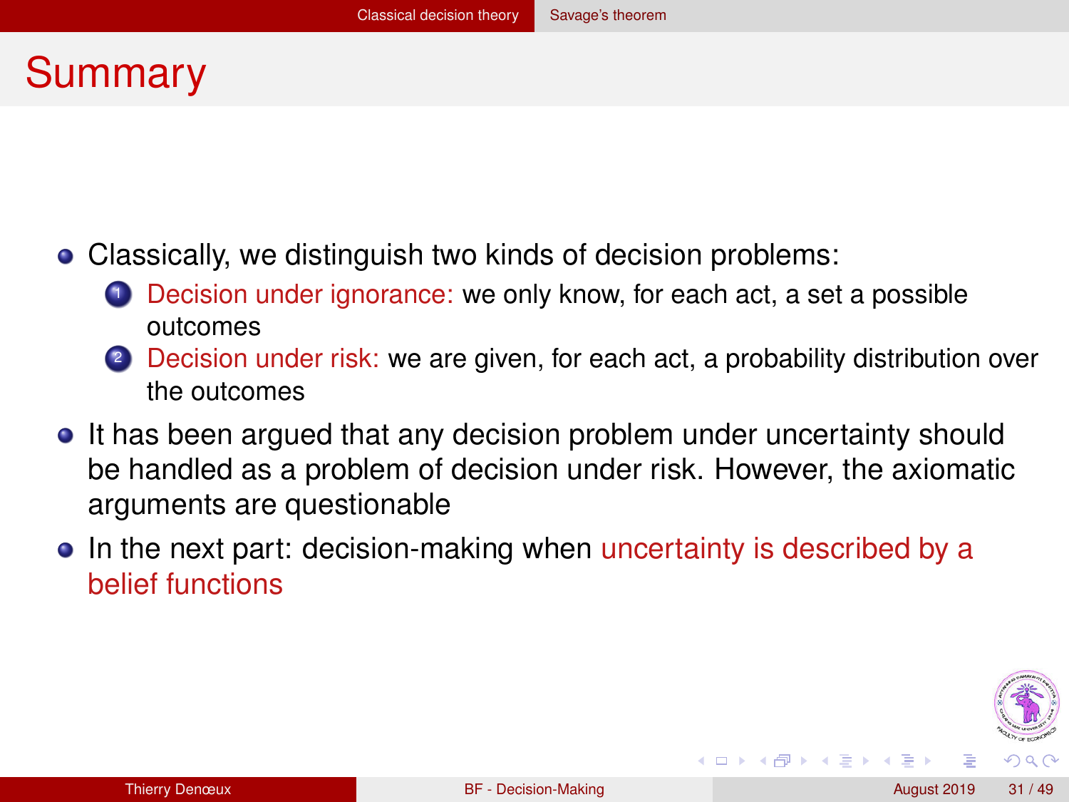# Summary

- Classically, we distinguish two kinds of decision problems:
  1. Decision under ignorance: we only know, for each act, a set a possible outcomes
  2. Decision under risk: we are given, for each act, a probability distribution over the outcomes
- It has been argued that any decision problem under uncertainty should be handled as a problem of decision under risk. However, the axiomatic arguments are questionable
- In the next part: decision-making when uncertainty is described by a belief functions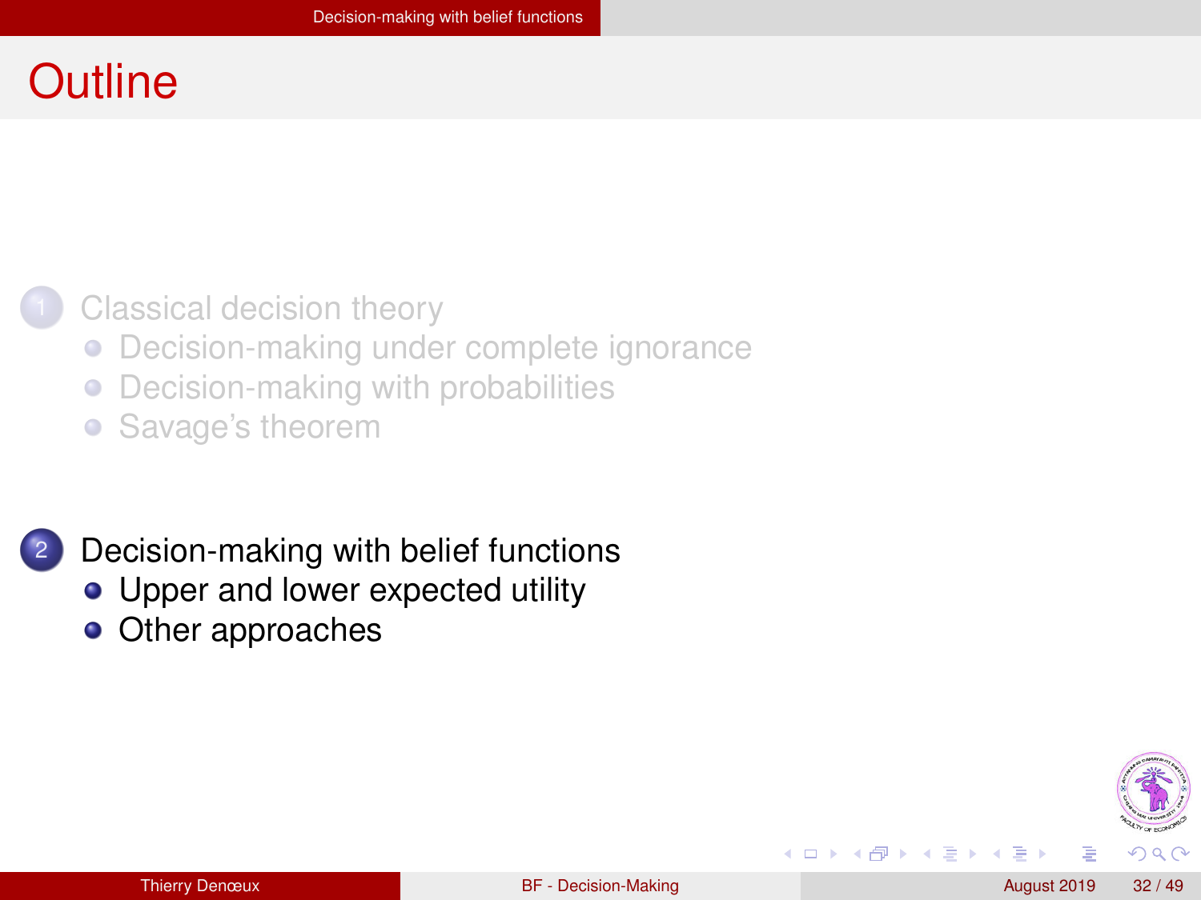# Outline

1. Classical decision theory
   - Decision-making under complete ignorance
   - Decision-making with probabilities
   - Savage's theorem

2. Decision-making with belief functions
   - Upper and lower expected utility
   - Other approaches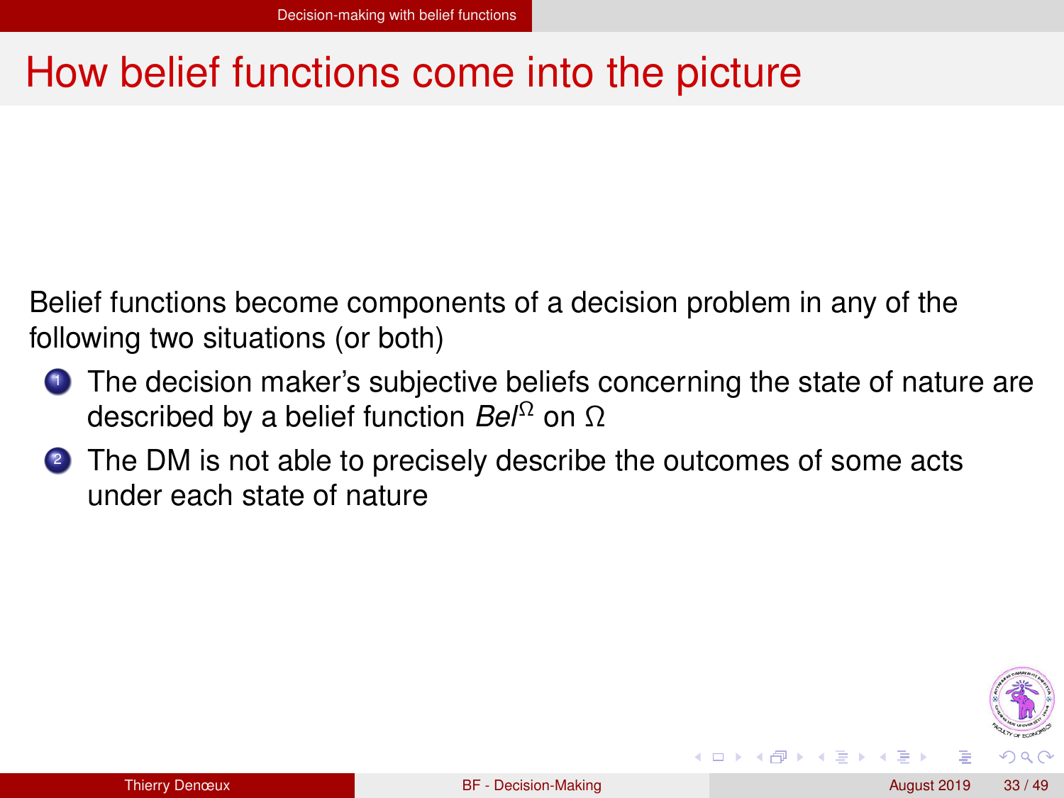# How belief functions come into the picture

Belief functions become components of a decision problem in any of the following two situations (or both)

1. The decision maker's subjective beliefs concerning the state of nature are described by a belief function $Bel^{\Omega}$ on $\Omega$
2. The DM is not able to precisely describe the outcomes of some acts under each state of nature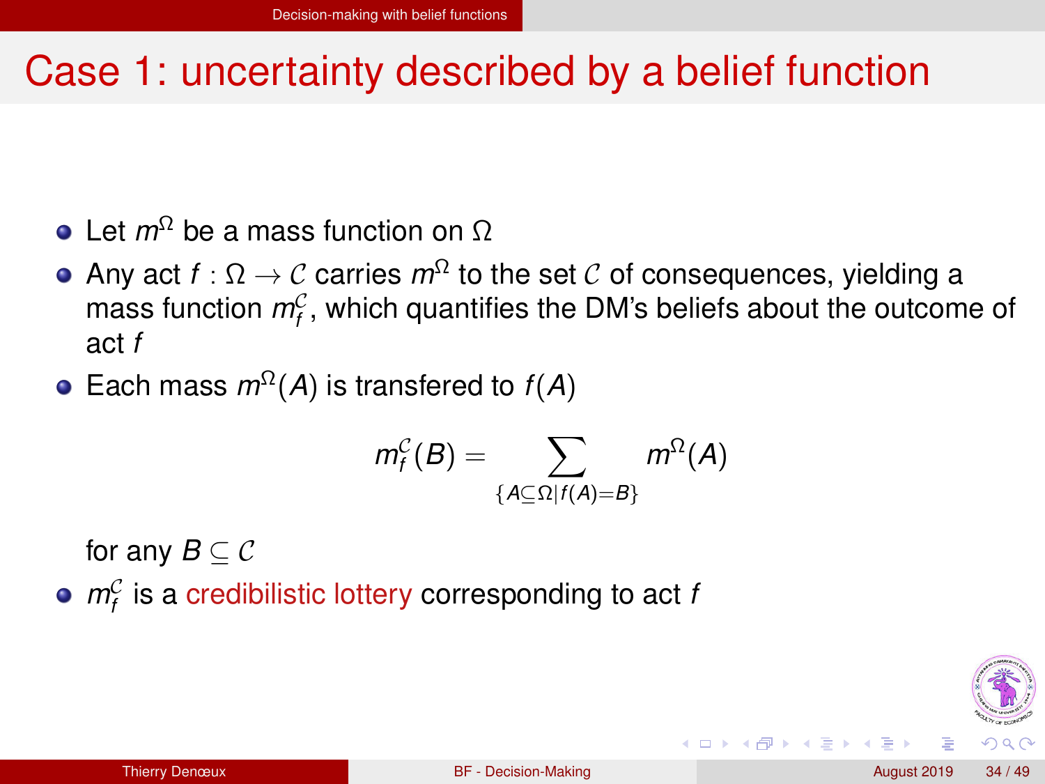# Case 1: uncertainty described by a belief function

- Let $m^\Omega$ be a mass function on $\Omega$
- Any act $f : \Omega \rightarrow \mathcal{C}$ carries $m^\Omega$ to the set $\mathcal{C}$ of consequences, yielding a mass function $m_f^{\mathcal{C}}$, which quantifies the DM's beliefs about the outcome of act $f$
- Each mass $m^\Omega(A)$ is transfered to $f(A)$

$$m_f^{\mathcal{C}}(B) = \sum_{\{A \subseteq \Omega | f(A) = B\}} m^\Omega(A)$$

  for any $B \subseteq \mathcal{C}$
- $m_f^{\mathcal{C}}$ is a credibilistic lottery corresponding to act $f$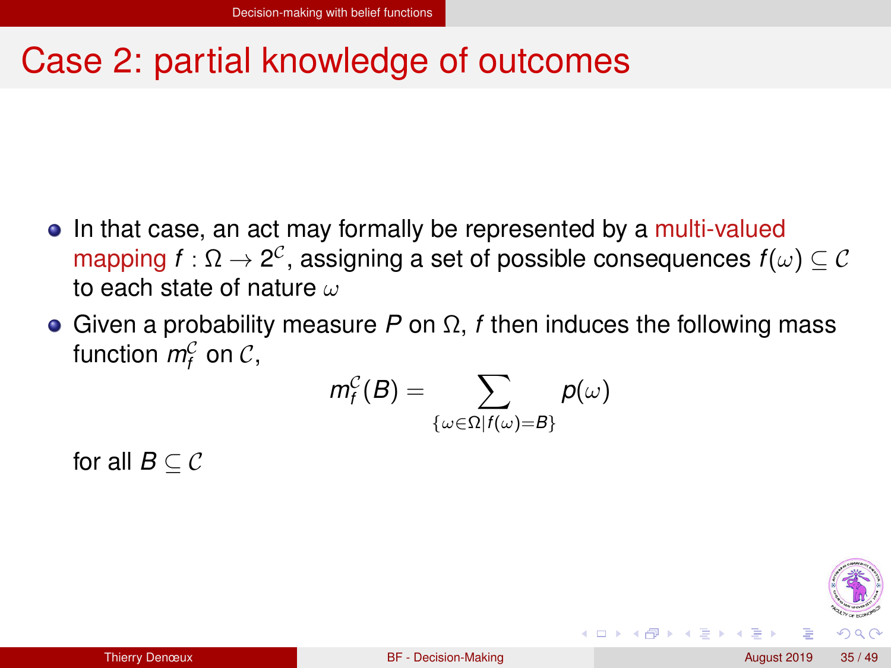# Case 2: partial knowledge of outcomes

- In that case, an act may formally be represented by a multi-valued mapping $f : \Omega \rightarrow 2^{\mathcal{C}}$, assigning a set of possible consequences $f(\omega) \subseteq \mathcal{C}$ to each state of nature $\omega$
- Given a probability measure $P$ on $\Omega$, $f$ then induces the following mass function $m_f^{\mathcal{C}}$ on $\mathcal{C}$,

$$m_f^{\mathcal{C}}(B) = \sum_{\{\omega \in \Omega | f(\omega) = B\}} p(\omega)$$

for all $B \subseteq \mathcal{C}$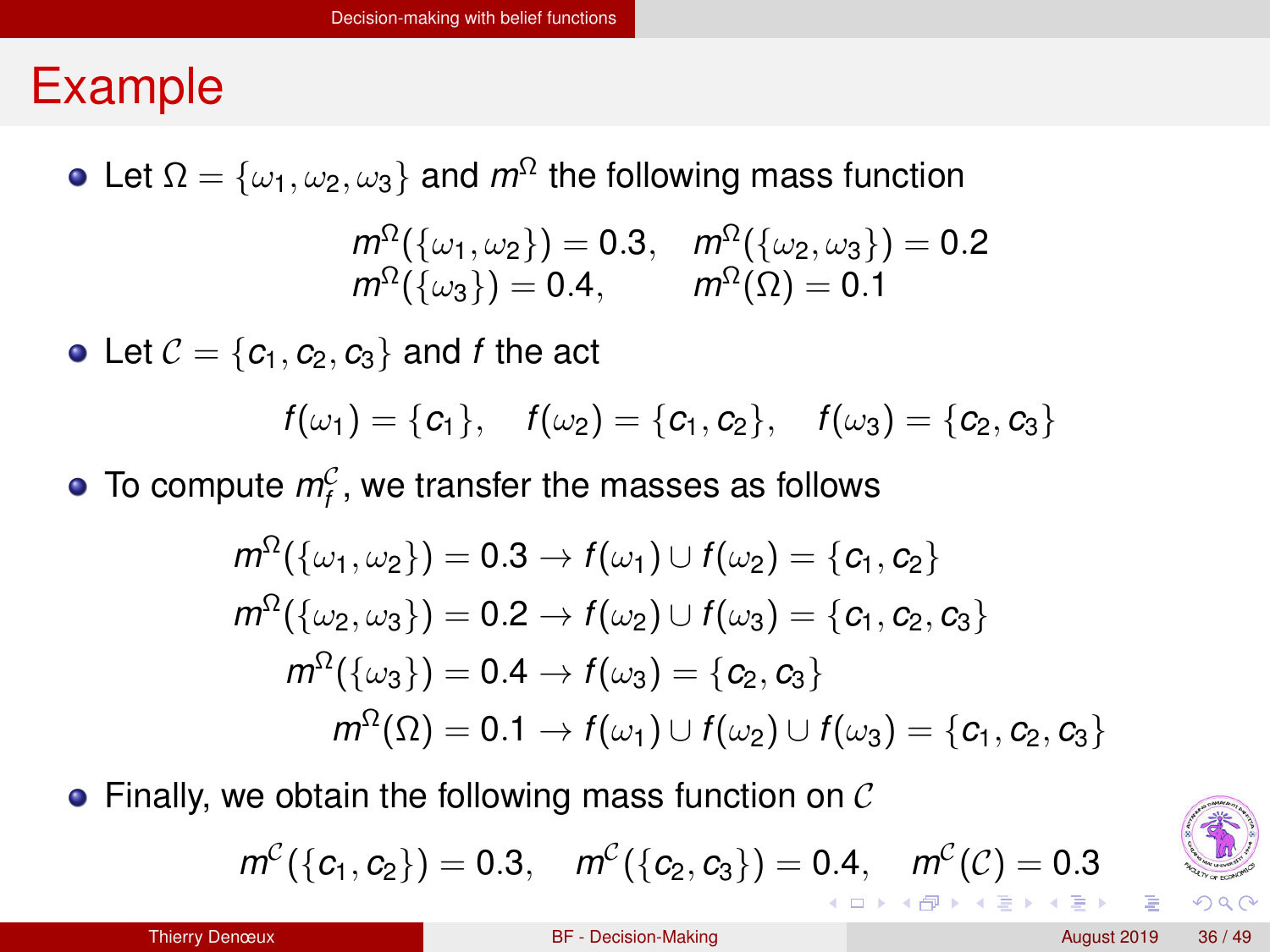# Example

- Let $\Omega = \{\omega_1, \omega_2, \omega_3\}$ and $m^\Omega$ the following mass function

$$
\begin{array}{ll}
m^\Omega(\{\omega_1, \omega_2\}) = 0.3, & m^\Omega(\{\omega_2, \omega_3\}) = 0.2 \\
m^\Omega(\{\omega_3\}) = 0.4, & m^\Omega(\Omega) = 0.1
\end{array}
$$

- Let $\mathcal{C} = \{c_1, c_2, c_3\}$ and $f$ the act

$$
f(\omega_1) = \{c_1\}, \quad f(\omega_2) = \{c_1, c_2\}, \quad f(\omega_3) = \{c_2, c_3\}
$$

- To compute $m_f^\mathcal{C}$, we transfer the masses as follows

$$
\begin{aligned}
m^\Omega(\{\omega_1, \omega_2\}) = 0.3 &\rightarrow f(\omega_1) \cup f(\omega_2) = \{c_1, c_2\} \\
m^\Omega(\{\omega_2, \omega_3\}) = 0.2 &\rightarrow f(\omega_2) \cup f(\omega_3) = \{c_1, c_2, c_3\} \\
m^\Omega(\{\omega_3\}) = 0.4 &\rightarrow f(\omega_3) = \{c_2, c_3\} \\
m^\Omega(\Omega) = 0.1 &\rightarrow f(\omega_1) \cup f(\omega_2) \cup f(\omega_3) = \{c_1, c_2, c_3\}
\end{aligned}
$$

- Finally, we obtain the following mass function on $\mathcal{C}$

$$
m^\mathcal{C}(\{c_1, c_2\}) = 0.3, \quad m^\mathcal{C}(\{c_2, c_3\}) = 0.4, \quad m^\mathcal{C}(\mathcal{C}) = 0.3
$$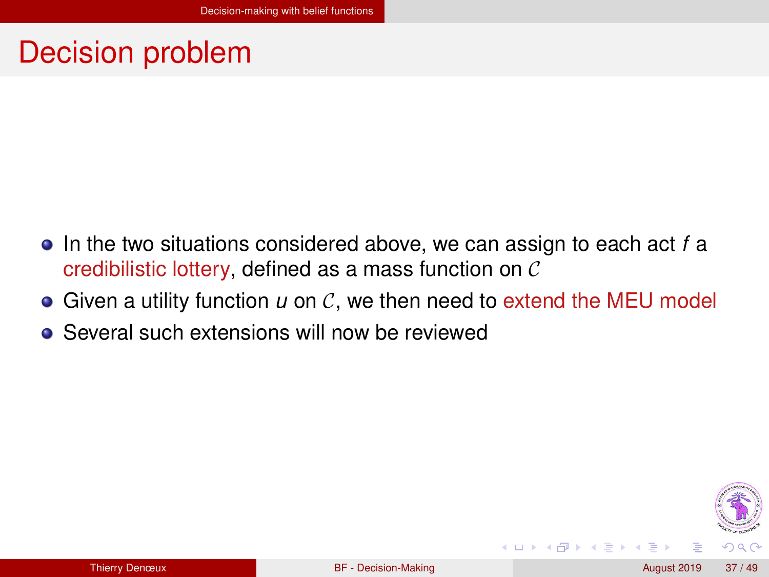# Decision problem

- In the two situations considered above, we can assign to each act $f$ a credibilistic lottery, defined as a mass function on $\mathcal{C}$
- Given a utility function $u$ on $\mathcal{C}$, we then need to extend the MEU model
- Several such extensions will now be reviewed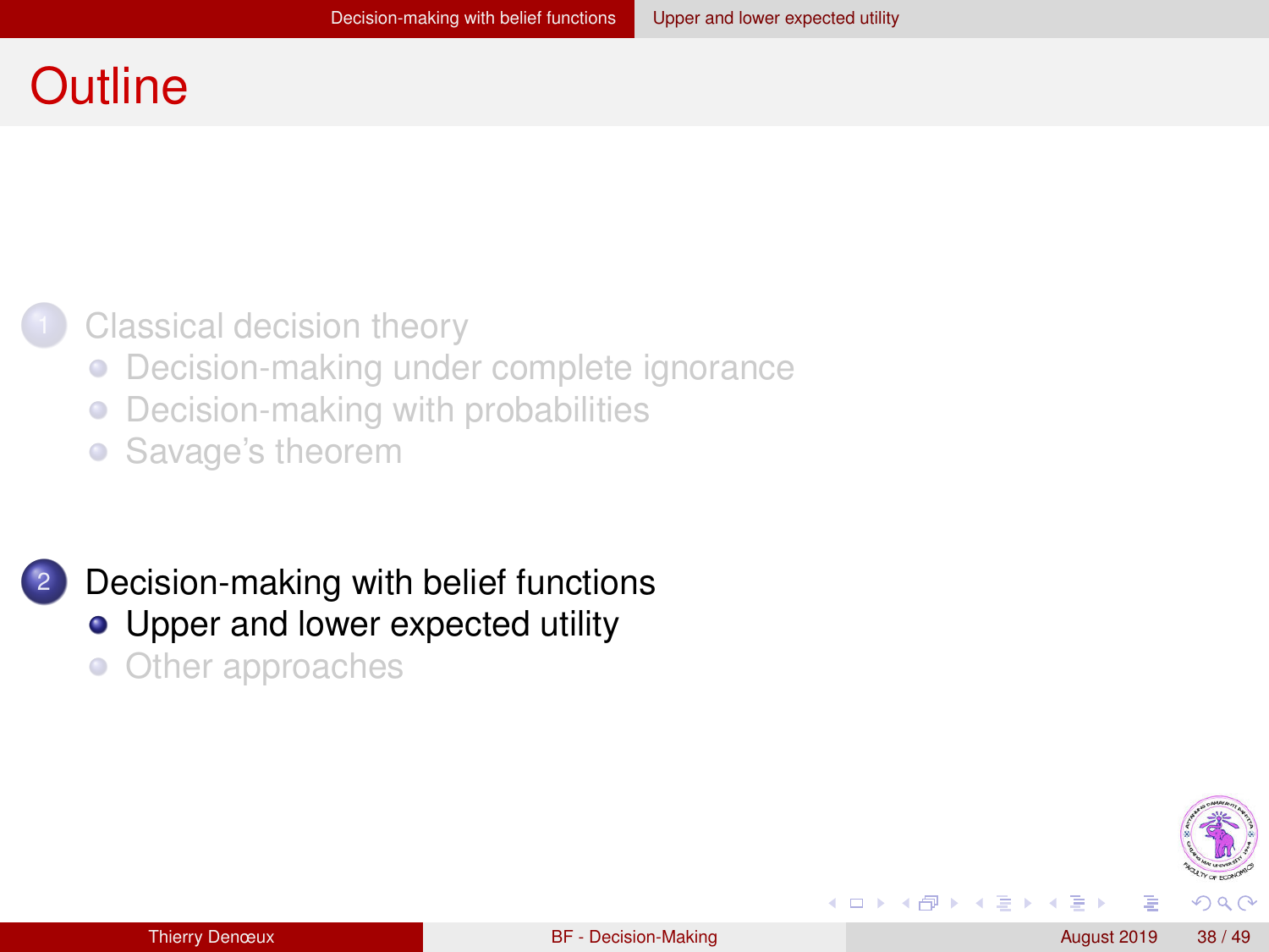# Outline

1. Classical decision theory
   - Decision-making under complete ignorance
   - Decision-making with probabilities
   - Savage's theorem

2. Decision-making with belief functions
   - Upper and lower expected utility
   - Other approaches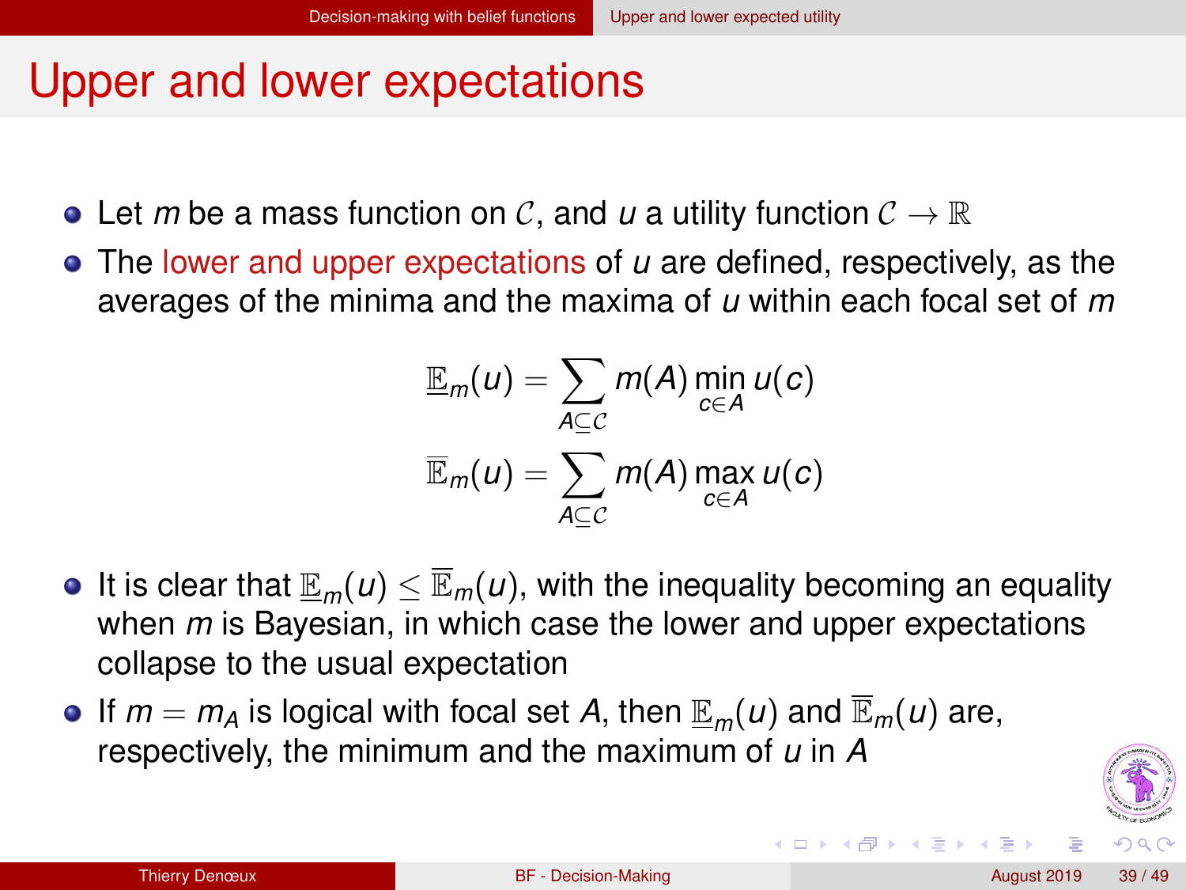# Upper and lower expectations

- Let $m$ be a mass function on $\mathcal{C}$, and $u$ a utility function $\mathcal{C} \to \mathbb{R}$
- The lower and upper expectations of $u$ are defined, respectively, as the averages of the minima and the maxima of $u$ within each focal set of $m$

$$\underline{\mathbb{E}}_m(u) = \sum_{A \subseteq \mathcal{C}} m(A) \min_{c \in A} u(c)$$

$$\overline{\mathbb{E}}_m(u) = \sum_{A \subseteq \mathcal{C}} m(A) \max_{c \in A} u(c)$$

- It is clear that $\underline{\mathbb{E}}_m(u) \leq \overline{\mathbb{E}}_m(u)$, with the inequality becoming an equality when $m$ is Bayesian, in which case the lower and upper expectations collapse to the usual expectation
- If $m = m_A$ is logical with focal set $A$, then $\underline{\mathbb{E}}_m(u)$ and $\overline{\mathbb{E}}_m(u)$ are, respectively, the minimum and the maximum of $u$ in $A$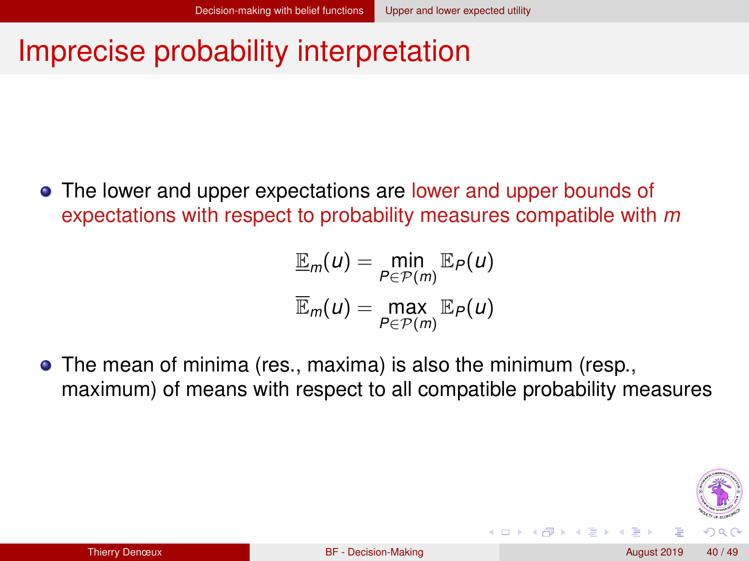# Imprecise probability interpretation

- The lower and upper expectations are lower and upper bounds of expectations with respect to probability measures compatible with $m$

$$\underline{\mathbb{E}}_m(u) = \min_{P \in \mathcal{P}(m)} \mathbb{E}_P(u)$$

$$\overline{\mathbb{E}}_m(u) = \max_{P \in \mathcal{P}(m)} \mathbb{E}_P(u)$$

- The mean of minima (res., maxima) is also the minimum (resp., maximum) of means with respect to all compatible probability measures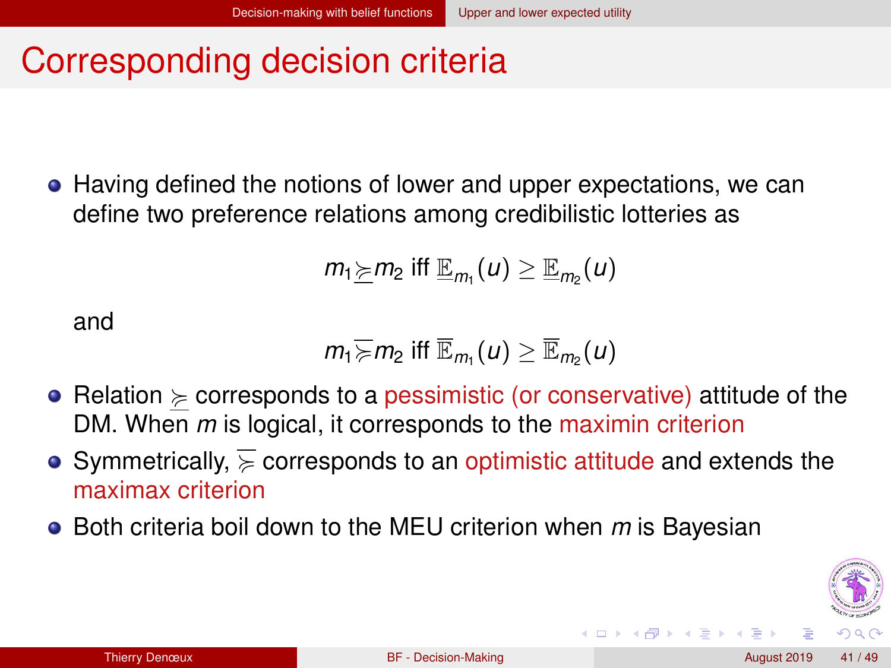# Corresponding decision criteria

- Having defined the notions of lower and upper expectations, we can define two preference relations among credibilistic lotteries as

$$m_1 \underline{\succcurlyeq} m_2 \text{ iff } \underline{\mathbb{E}}_{m_1}(u) \geq \underline{\mathbb{E}}_{m_2}(u)$$

and

$$m_1 \overline{\succcurlyeq} m_2 \text{ iff } \overline{\mathbb{E}}_{m_1}(u) \geq \overline{\mathbb{E}}_{m_2}(u)$$

- Relation $\underline{\succcurlyeq}$ corresponds to a pessimistic (or conservative) attitude of the DM. When $m$ is logical, it corresponds to the maximin criterion
- Symmetrically, $\overline{\succcurlyeq}$ corresponds to an optimistic attitude and extends the maximax criterion
- Both criteria boil down to the MEU criterion when $m$ is Bayesian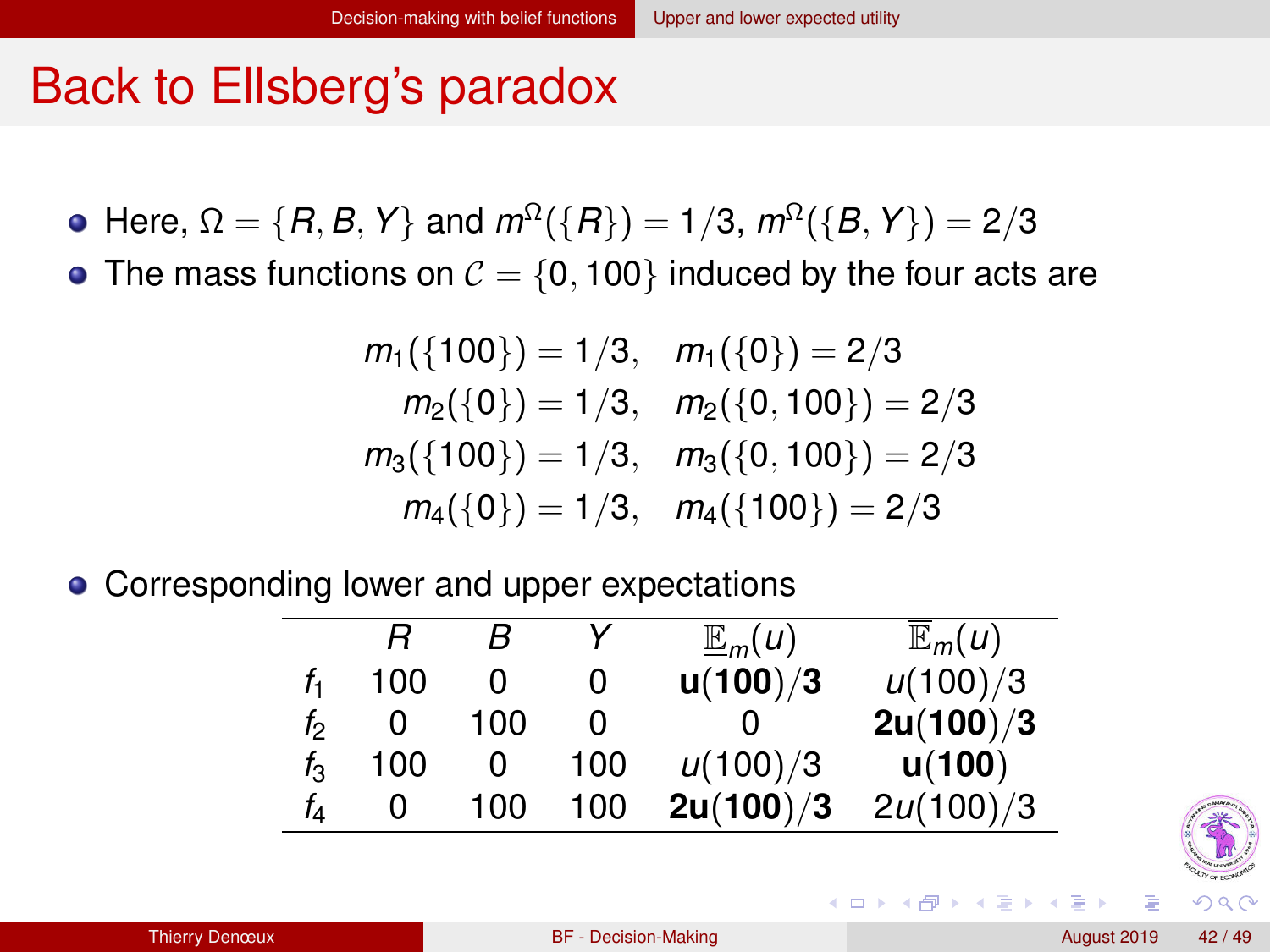# Back to Ellsberg's paradox

- Here, $\Omega = \{R, B, Y\}$ and $m^\Omega(\{R\}) = 1/3$, $m^\Omega(\{B, Y\}) = 2/3$
- The mass functions on $\mathcal{C} = \{0, 100\}$ induced by the four acts are

$$
\begin{aligned}
m_1(\{100\}) &= 1/3, \quad m_1(\{0\}) = 2/3 \\
m_2(\{0\}) &= 1/3, \quad m_2(\{0, 100\}) = 2/3 \\
m_3(\{100\}) &= 1/3, \quad m_3(\{0, 100\}) = 2/3 \\
m_4(\{0\}) &= 1/3, \quad m_4(\{100\}) = 2/3
\end{aligned}
$$

- Corresponding lower and upper expectations

| | $R$ | $B$ | $Y$ | $\underline{\mathbb{E}}_m(u)$ | $\overline{\mathbb{E}}_m(u)$ |
|---|---|---|---|---|---|
| $f_1$ | 100 | 0 | 0 | $\mathbf{u(100)/3}$ | $u(100)/3$ |
| $f_2$ | 0 | 100 | 0 | 0 | $\mathbf{2u(100)/3}$ |
| $f_3$ | 100 | 0 | 100 | $u(100)/3$ | $\mathbf{u(100)}$ |
| $f_4$ | 0 | 100 | 100 | $\mathbf{2u(100)/3}$ | $2u(100)/3$ |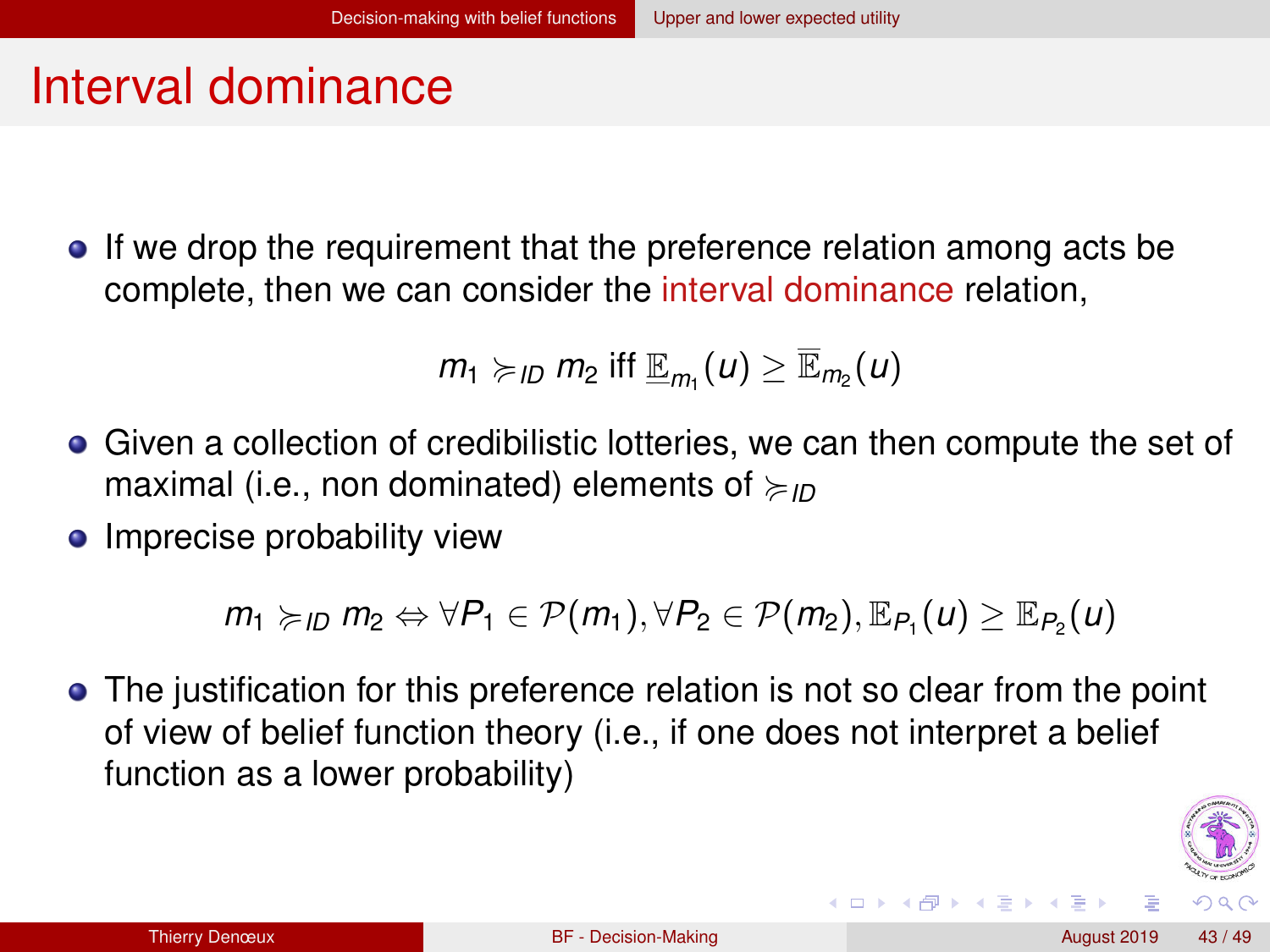# Interval dominance

- If we drop the requirement that the preference relation among acts be complete, then we can consider the interval dominance relation,

$$m_1 \succcurlyeq_{ID} m_2 \text{ iff } \underline{\mathbb{E}}_{m_1}(u) \geq \overline{\mathbb{E}}_{m_2}(u)$$

- Given a collection of credibilistic lotteries, we can then compute the set of maximal (i.e., non dominated) elements of $\succcurlyeq_{ID}$
- Imprecise probability view

$$m_1 \succcurlyeq_{ID} m_2 \Leftrightarrow \forall P_1 \in \mathcal{P}(m_1), \forall P_2 \in \mathcal{P}(m_2), \mathbb{E}_{P_1}(u) \geq \mathbb{E}_{P_2}(u)$$

- The justification for this preference relation is not so clear from the point of view of belief function theory (i.e., if one does not interpret a belief function as a lower probability)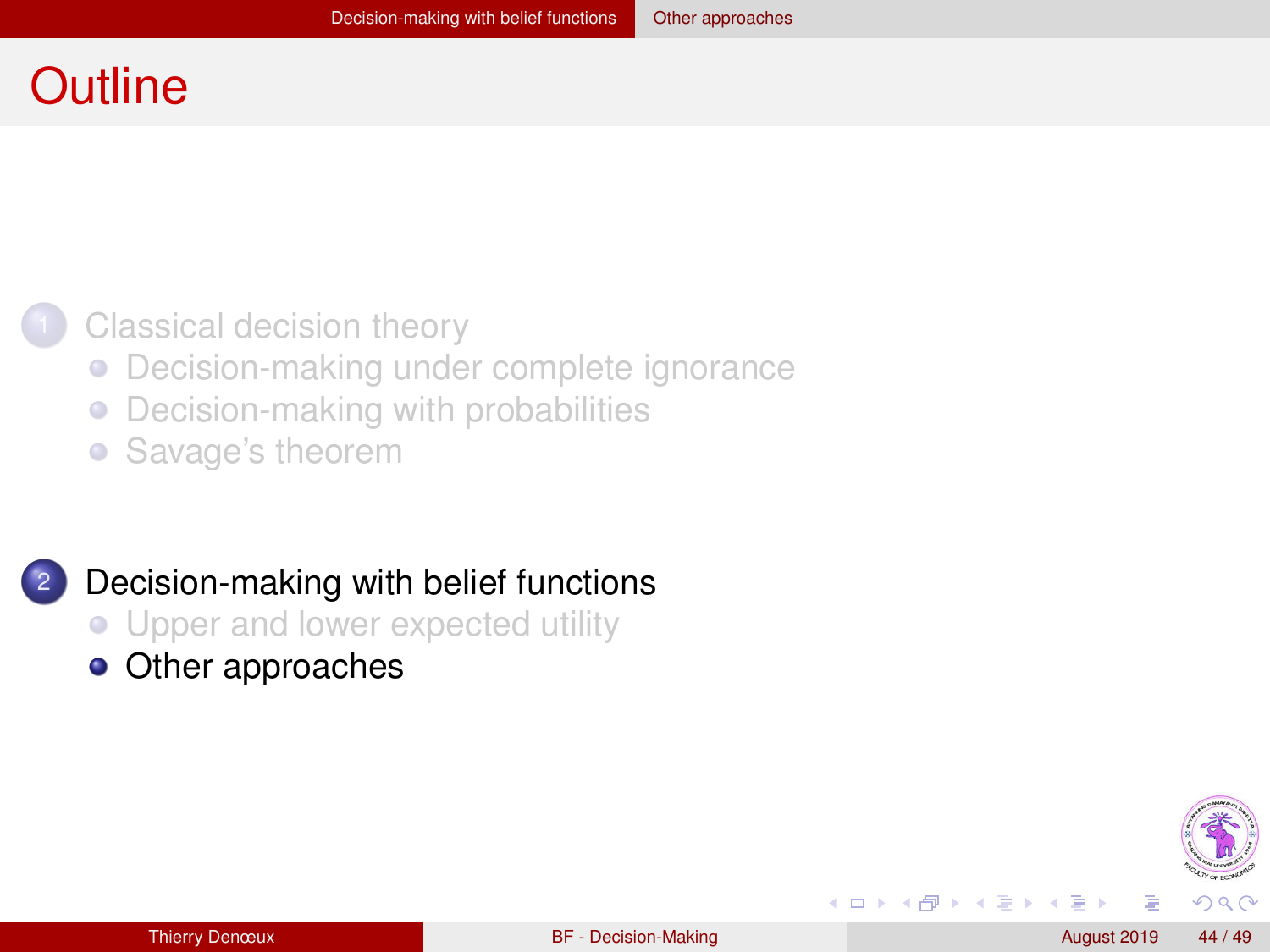# Outline

1. Classical decision theory
   - Decision-making under complete ignorance
   - Decision-making with probabilities
   - Savage's theorem

2. Decision-making with belief functions
   - Upper and lower expected utility
   - Other approaches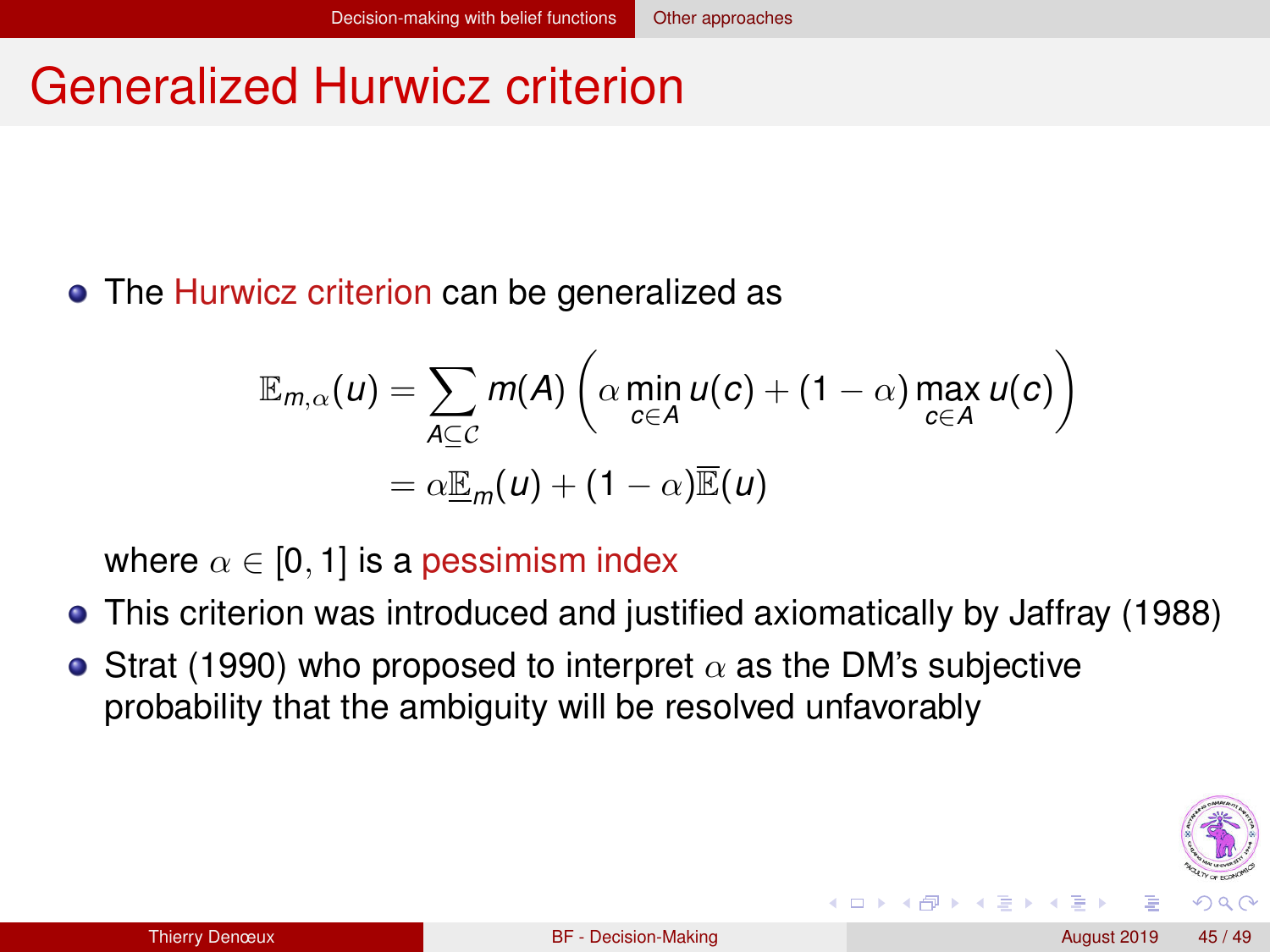# Generalized Hurwicz criterion

- The Hurwicz criterion can be generalized as

$$\mathbb{E}_{m,\alpha}(u) = \sum_{A \subseteq \mathcal{C}} m(A) \left( \alpha \min_{c \in A} u(c) + (1-\alpha) \max_{c \in A} u(c) \right)$$
$$= \alpha \underline{\mathbb{E}}_m(u) + (1-\alpha)\overline{\mathbb{E}}(u)$$

  where $\alpha \in [0, 1]$ is a pessimism index

- This criterion was introduced and justified axiomatically by Jaffray (1988)
- Strat (1990) who proposed to interpret $\alpha$ as the DM's subjective probability that the ambiguity will be resolved unfavorably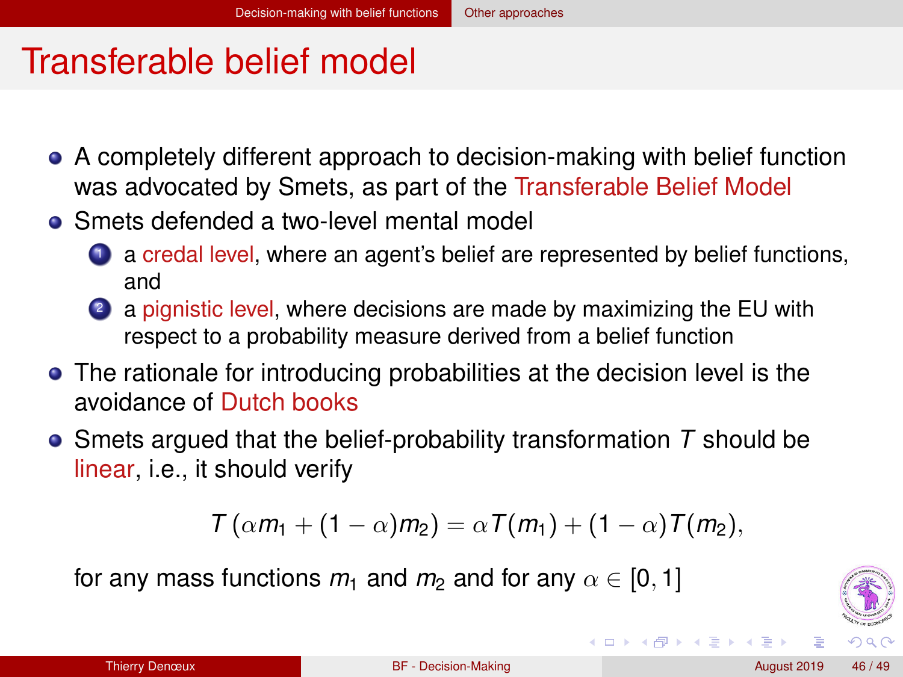# Transferable belief model

- A completely different approach to decision-making with belief function was advocated by Smets, as part of the Transferable Belief Model
- Smets defended a two-level mental model
  1. a credal level, where an agent's belief are represented by belief functions, and
  2. a pignistic level, where decisions are made by maximizing the EU with respect to a probability measure derived from a belief function
- The rationale for introducing probabilities at the decision level is the avoidance of Dutch books
- Smets argued that the belief-probability transformation $T$ should be linear, i.e., it should verify

$$T\left(\alpha m_1 + (1-\alpha) m_2\right) = \alpha T(m_1) + (1-\alpha) T(m_2),$$

for any mass functions $m_1$ and $m_2$ and for any $\alpha \in [0, 1]$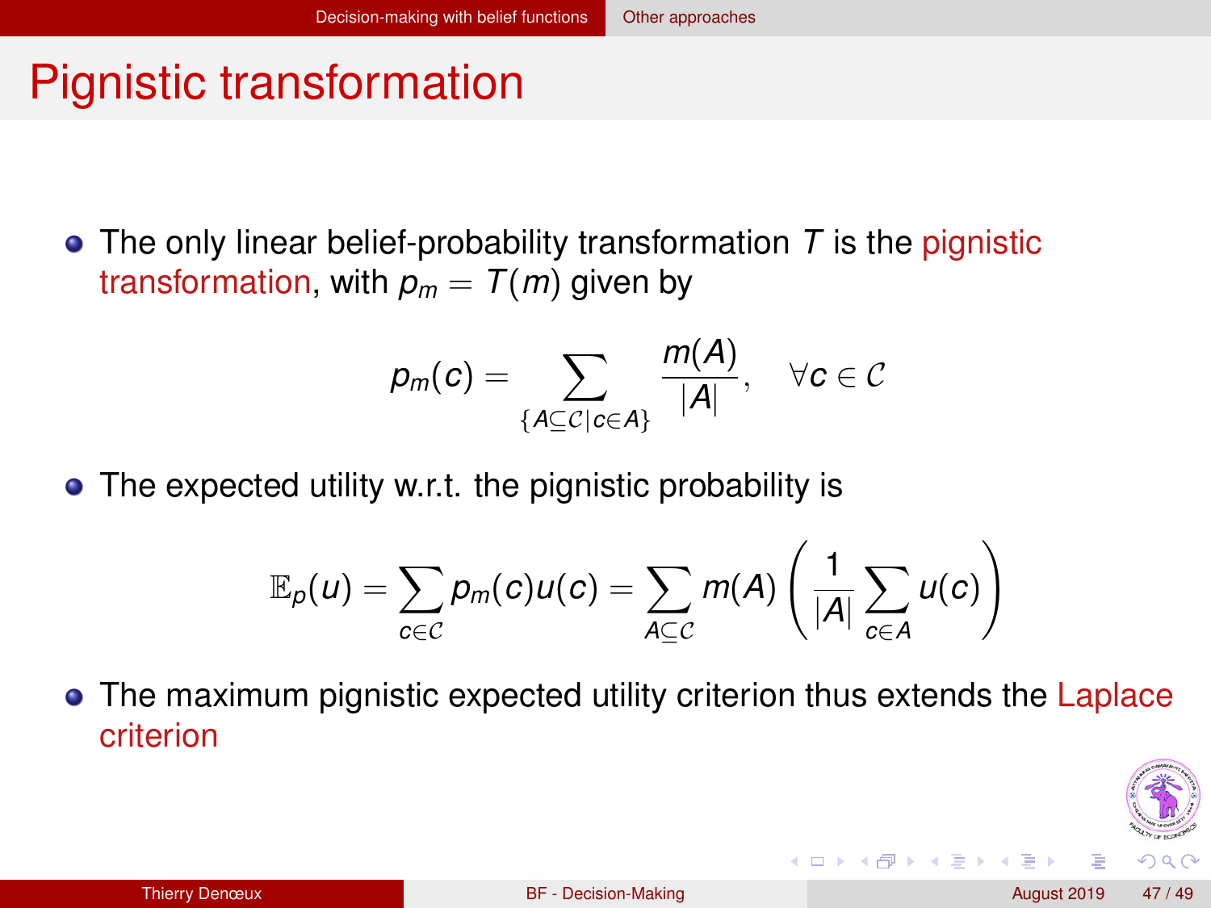# Pignistic transformation

- The only linear belief-probability transformation $T$ is the pignistic transformation, with $p_m = T(m)$ given by

$$p_m(c) = \sum_{\{A \subseteq \mathcal{C} | c \in A\}} \frac{m(A)}{|A|}, \quad \forall c \in \mathcal{C}$$

- The expected utility w.r.t. the pignistic probability is

$$\mathbb{E}_p(u) = \sum_{c \in \mathcal{C}} p_m(c) u(c) = \sum_{A \subseteq \mathcal{C}} m(A) \left( \frac{1}{|A|} \sum_{c \in A} u(c) \right)$$

- The maximum pignistic expected utility criterion thus extends the Laplace criterion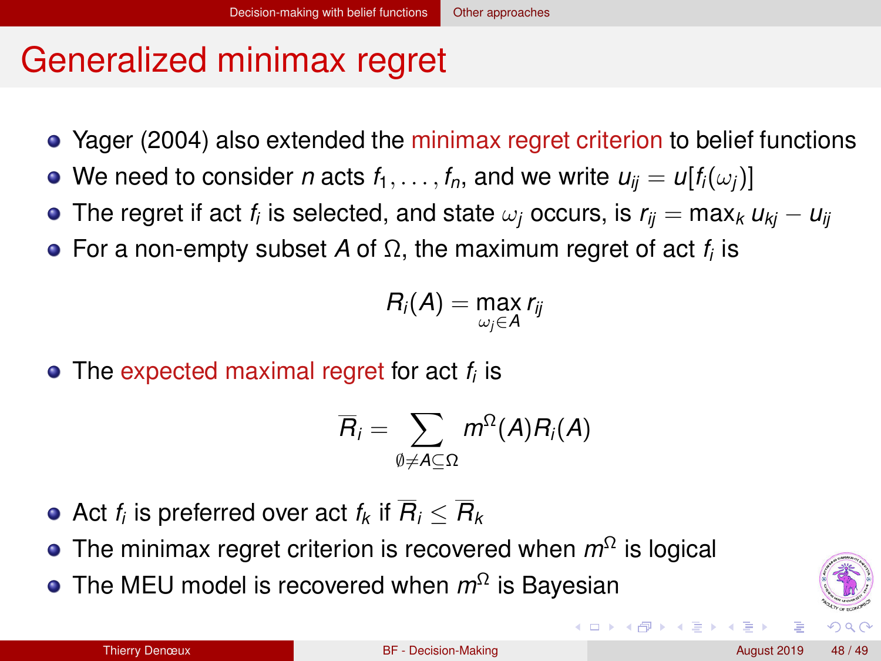# Generalized minimax regret

- Yager (2004) also extended the minimax regret criterion to belief functions
- We need to consider $n$ acts $f_1, \ldots, f_n$, and we write $u_{ij} = u[f_i(\omega_j)]$
- The regret if act $f_i$ is selected, and state $\omega_j$ occurs, is $r_{ij} = \max_k u_{kj} - u_{ij}$
- For a non-empty subset $A$ of $\Omega$, the maximum regret of act $f_i$ is

$$R_i(A) = \max_{\omega_j \in A} r_{ij}$$

- The expected maximal regret for act $f_i$ is

$$\overline{R}_i = \sum_{\emptyset \neq A \subseteq \Omega} m^{\Omega}(A) R_i(A)$$

- Act $f_i$ is preferred over act $f_k$ if $\overline{R}_i \leq \overline{R}_k$
- The minimax regret criterion is recovered when $m^{\Omega}$ is logical
- The MEU model is recovered when $m^{\Omega}$ is Bayesian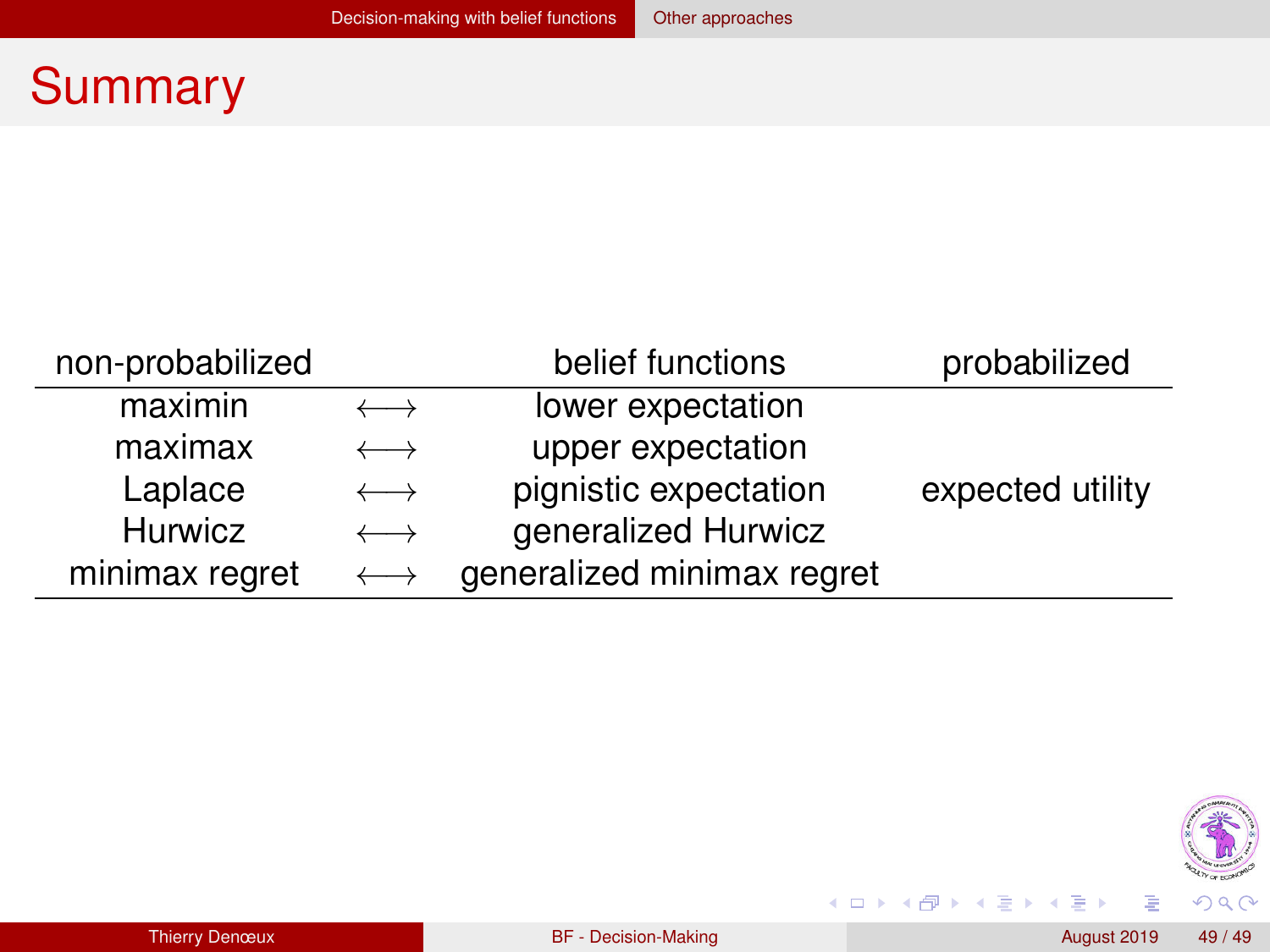# Summary

| non-probabilized | | belief functions | probabilized |
|---|---|---|---|
| maximin | $\longleftrightarrow$ | lower expectation | |
| maximax | $\longleftrightarrow$ | upper expectation | |
| Laplace | $\longleftrightarrow$ | pignistic expectation | expected utility |
| Hurwicz | $\longleftrightarrow$ | generalized Hurwicz | |
| minimax regret | $\longleftrightarrow$ | generalized minimax regret | |